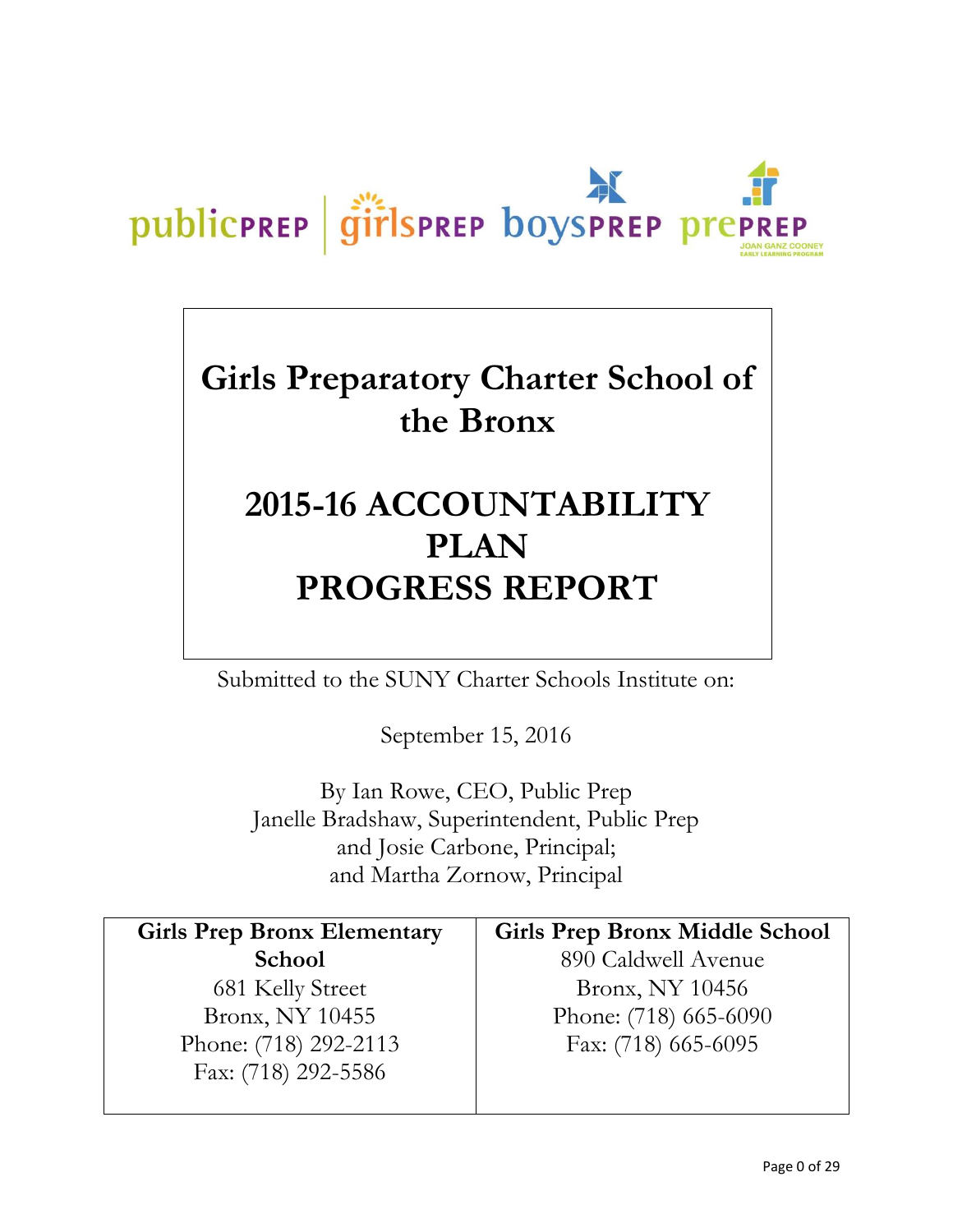publicPREP | girlsPREP boysPREP prePREP JOAN GANZ COONEY EARLY LEARNING PROGRAM

# Girls Preparatory Charter School of the Bronx

# 2015-16 ACCOUNTABILITY PLAN PROGRESS REPORT

Submitted to the SUNY Charter Schools Institute on:

September 15, 2016

By Ian Rowe, CEO, Public Prep
Janelle Bradshaw, Superintendent, Public Prep
and Josie Carbone, Principal;
and Martha Zornow, Principal

| **Girls Prep Bronx Elementary School** | **Girls Prep Bronx Middle School** |
|---|---|
| 681 Kelly Street<br>Bronx, NY 10455<br>Phone: (718) 292-2113<br>Fax: (718) 292-5586 | 890 Caldwell Avenue<br>Bronx, NY 10456<br>Phone: (718) 665-6090<br>Fax: (718) 665-6095 |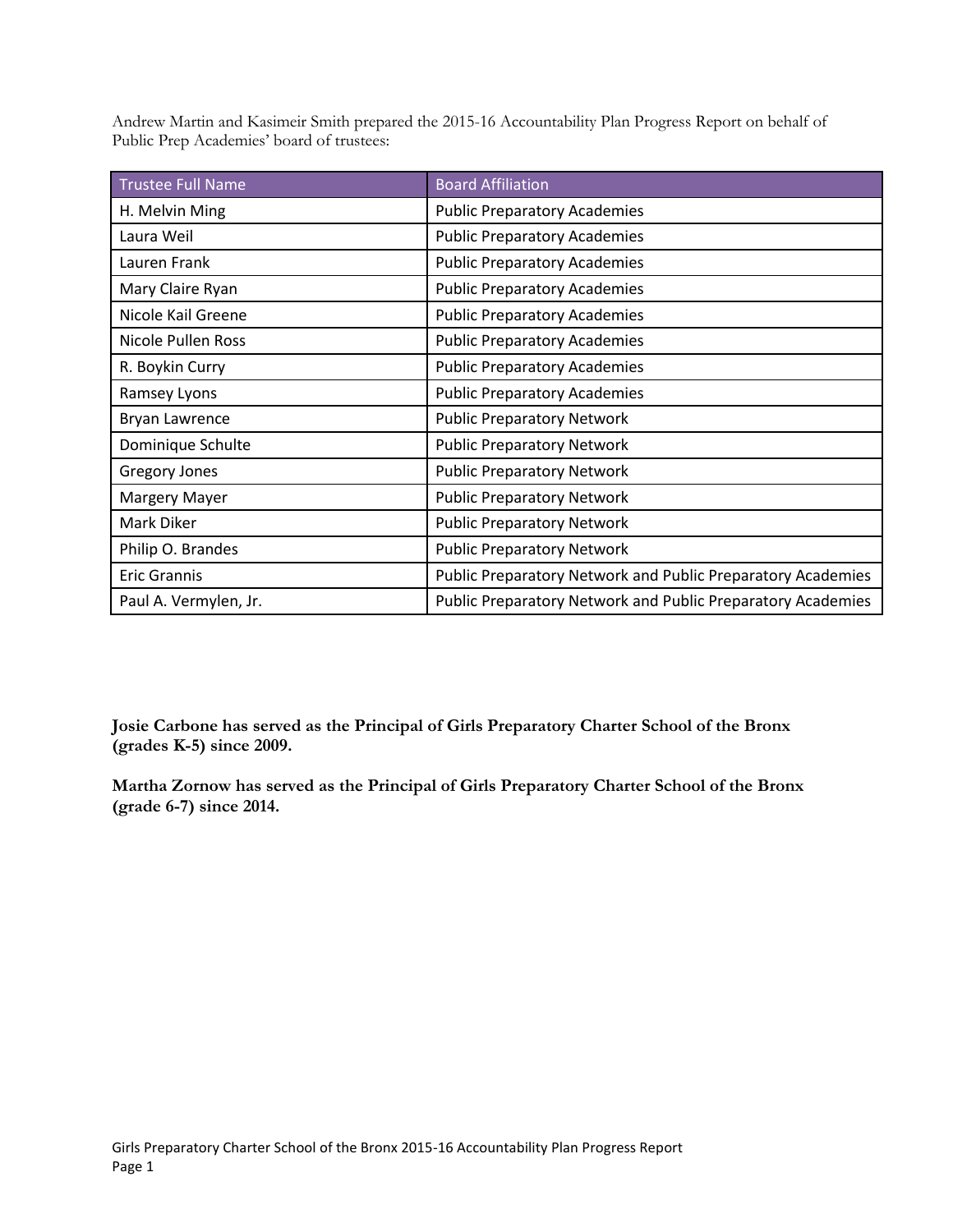Andrew Martin and Kasimeir Smith prepared the 2015-16 Accountability Plan Progress Report on behalf of Public Prep Academies' board of trustees:

| Trustee Full Name | Board Affiliation |
|---|---|
| H. Melvin Ming | Public Preparatory Academies |
| Laura Weil | Public Preparatory Academies |
| Lauren Frank | Public Preparatory Academies |
| Mary Claire Ryan | Public Preparatory Academies |
| Nicole Kail Greene | Public Preparatory Academies |
| Nicole Pullen Ross | Public Preparatory Academies |
| R. Boykin Curry | Public Preparatory Academies |
| Ramsey Lyons | Public Preparatory Academies |
| Bryan Lawrence | Public Preparatory Network |
| Dominique Schulte | Public Preparatory Network |
| Gregory Jones | Public Preparatory Network |
| Margery Mayer | Public Preparatory Network |
| Mark Diker | Public Preparatory Network |
| Philip O. Brandes | Public Preparatory Network |
| Eric Grannis | Public Preparatory Network and Public Preparatory Academies |
| Paul A. Vermylen, Jr. | Public Preparatory Network and Public Preparatory Academies |

**Josie Carbone has served as the Principal of Girls Preparatory Charter School of the Bronx (grades K-5) since 2009.**

**Martha Zornow has served as the Principal of Girls Preparatory Charter School of the Bronx (grade 6-7) since 2014.**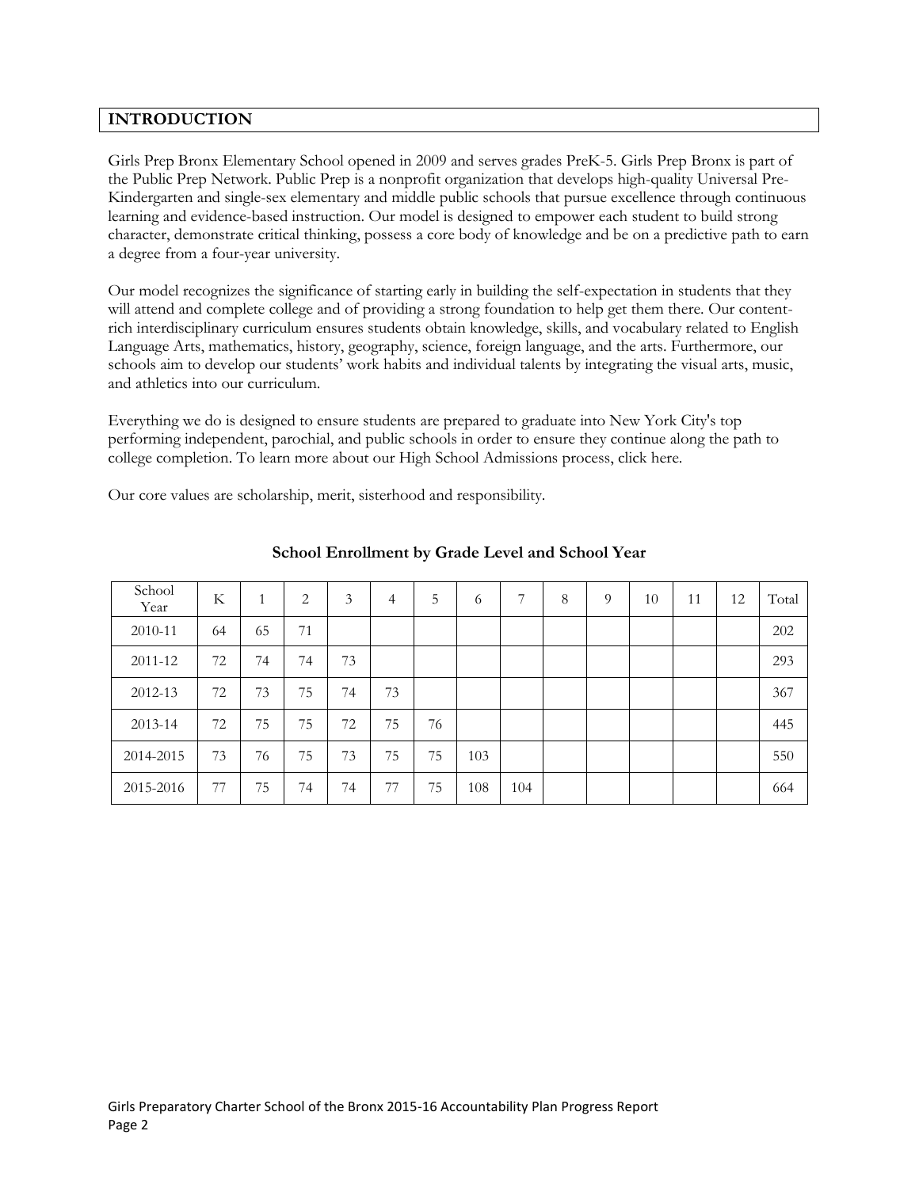## INTRODUCTION

Girls Prep Bronx Elementary School opened in 2009 and serves grades PreK-5. Girls Prep Bronx is part of the Public Prep Network. Public Prep is a nonprofit organization that develops high-quality Universal Pre-Kindergarten and single-sex elementary and middle public schools that pursue excellence through continuous learning and evidence-based instruction. Our model is designed to empower each student to build strong character, demonstrate critical thinking, possess a core body of knowledge and be on a predictive path to earn a degree from a four-year university.

Our model recognizes the significance of starting early in building the self-expectation in students that they will attend and complete college and of providing a strong foundation to help get them there. Our content-rich interdisciplinary curriculum ensures students obtain knowledge, skills, and vocabulary related to English Language Arts, mathematics, history, geography, science, foreign language, and the arts. Furthermore, our schools aim to develop our students' work habits and individual talents by integrating the visual arts, music, and athletics into our curriculum.

Everything we do is designed to ensure students are prepared to graduate into New York City's top performing independent, parochial, and public schools in order to ensure they continue along the path to college completion. To learn more about our High School Admissions process, click here.

Our core values are scholarship, merit, sisterhood and responsibility.

**School Enrollment by Grade Level and School Year**

| School Year | K | 1 | 2 | 3 | 4 | 5 | 6 | 7 | 8 | 9 | 10 | 11 | 12 | Total |
|---|---|---|---|---|---|---|---|---|---|---|---|---|---|---|
| 2010-11 | 64 | 65 | 71 | | | | | | | | | | | 202 |
| 2011-12 | 72 | 74 | 74 | 73 | | | | | | | | | | 293 |
| 2012-13 | 72 | 73 | 75 | 74 | 73 | | | | | | | | | 367 |
| 2013-14 | 72 | 75 | 75 | 72 | 75 | 76 | | | | | | | | 445 |
| 2014-2015 | 73 | 76 | 75 | 73 | 75 | 75 | 103 | | | | | | | 550 |
| 2015-2016 | 77 | 75 | 74 | 74 | 77 | 75 | 108 | 104 | | | | | | 664 |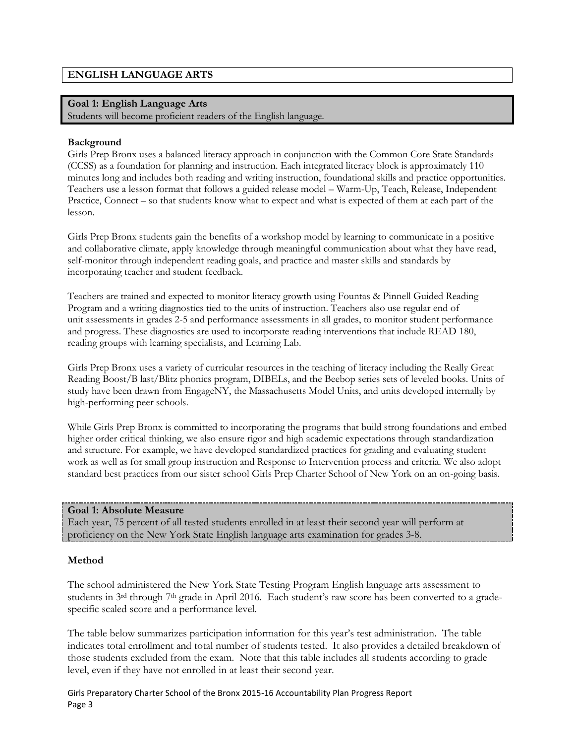## ENGLISH LANGUAGE ARTS

### Goal 1: English Language Arts

Students will become proficient readers of the English language.

**Background**

Girls Prep Bronx uses a balanced literacy approach in conjunction with the Common Core State Standards (CCSS) as a foundation for planning and instruction. Each integrated literacy block is approximately 110 minutes long and includes both reading and writing instruction, foundational skills and practice opportunities. Teachers use a lesson format that follows a guided release model – Warm-Up, Teach, Release, Independent Practice, Connect – so that students know what to expect and what is expected of them at each part of the lesson.

Girls Prep Bronx students gain the benefits of a workshop model by learning to communicate in a positive and collaborative climate, apply knowledge through meaningful communication about what they have read, self-monitor through independent reading goals, and practice and master skills and standards by incorporating teacher and student feedback.

Teachers are trained and expected to monitor literacy growth using Fountas & Pinnell Guided Reading Program and a writing diagnostics tied to the units of instruction. Teachers also use regular end of unit assessments in grades 2-5 and performance assessments in all grades, to monitor student performance and progress. These diagnostics are used to incorporate reading interventions that include READ 180, reading groups with learning specialists, and Learning Lab.

Girls Prep Bronx uses a variety of curricular resources in the teaching of literacy including the Really Great Reading Boost/B last/Blitz phonics program, DIBELs, and the Beebop series sets of leveled books. Units of study have been drawn from EngageNY, the Massachusetts Model Units, and units developed internally by high-performing peer schools.

While Girls Prep Bronx is committed to incorporating the programs that build strong foundations and embed higher order critical thinking, we also ensure rigor and high academic expectations through standardization and structure. For example, we have developed standardized practices for grading and evaluating student work as well as for small group instruction and Response to Intervention process and criteria. We also adopt standard best practices from our sister school Girls Prep Charter School of New York on an on-going basis.

### Goal 1: Absolute Measure

Each year, 75 percent of all tested students enrolled in at least their second year will perform at proficiency on the New York State English language arts examination for grades 3-8.

**Method**

The school administered the New York State Testing Program English language arts assessment to students in 3rd through 7th grade in April 2016. Each student's raw score has been converted to a grade-specific scaled score and a performance level.

The table below summarizes participation information for this year's test administration. The table indicates total enrollment and total number of students tested. It also provides a detailed breakdown of those students excluded from the exam. Note that this table includes all students according to grade level, even if they have not enrolled in at least their second year.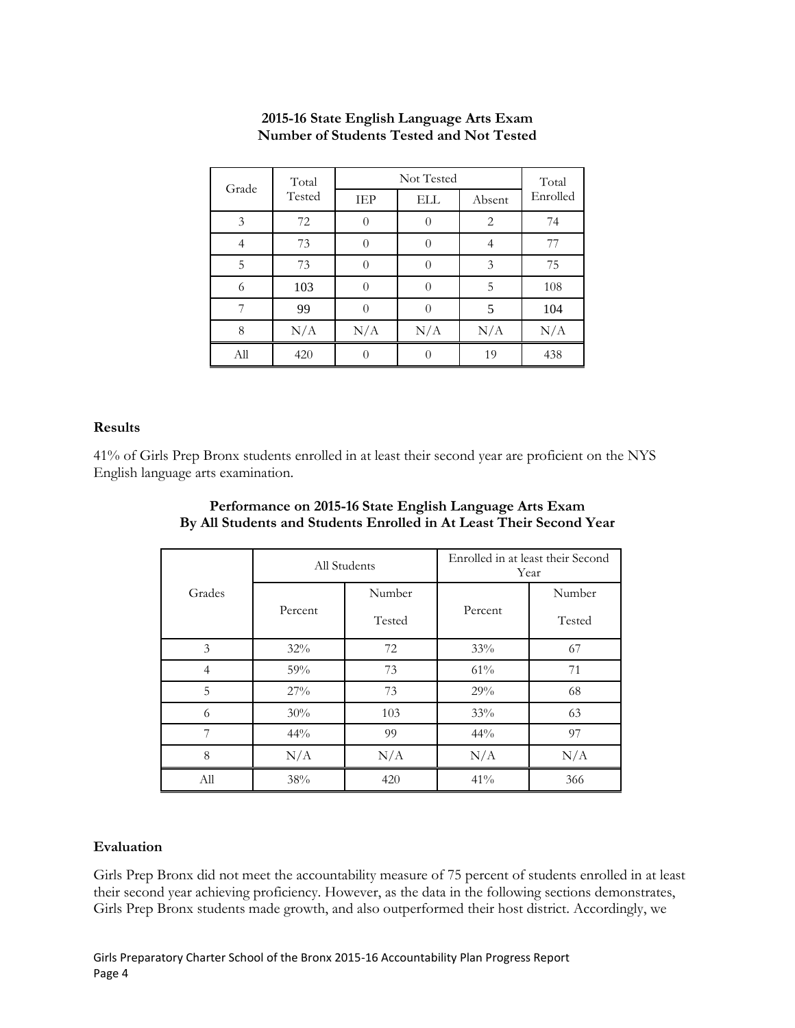**2015-16 State English Language Arts Exam**
**Number of Students Tested and Not Tested**

| Grade | Total Tested | Not Tested | | | Total Enrolled |
|---|---|---|---|---|---|
| | | IEP | ELL | Absent | |
| 3 | 72 | 0 | 0 | 2 | 74 |
| 4 | 73 | 0 | 0 | 4 | 77 |
| 5 | 73 | 0 | 0 | 3 | 75 |
| 6 | 103 | 0 | 0 | 5 | 108 |
| 7 | 99 | 0 | 0 | 5 | 104 |
| 8 | N/A | N/A | N/A | N/A | N/A |
| All | 420 | 0 | 0 | 19 | 438 |

**Results**

41% of Girls Prep Bronx students enrolled in at least their second year are proficient on the NYS English language arts examination.

**Performance on 2015-16 State English Language Arts Exam**
**By All Students and Students Enrolled in At Least Their Second Year**

| Grades | All Students | | Enrolled in at least their Second Year | |
|---|---|---|---|---|
| | Percent | Number Tested | Percent | Number Tested |
| 3 | 32% | 72 | 33% | 67 |
| 4 | 59% | 73 | 61% | 71 |
| 5 | 27% | 73 | 29% | 68 |
| 6 | 30% | 103 | 33% | 63 |
| 7 | 44% | 99 | 44% | 97 |
| 8 | N/A | N/A | N/A | N/A |
| All | 38% | 420 | 41% | 366 |

**Evaluation**

Girls Prep Bronx did not meet the accountability measure of 75 percent of students enrolled in at least their second year achieving proficiency. However, as the data in the following sections demonstrates, Girls Prep Bronx students made growth, and also outperformed their host district. Accordingly, we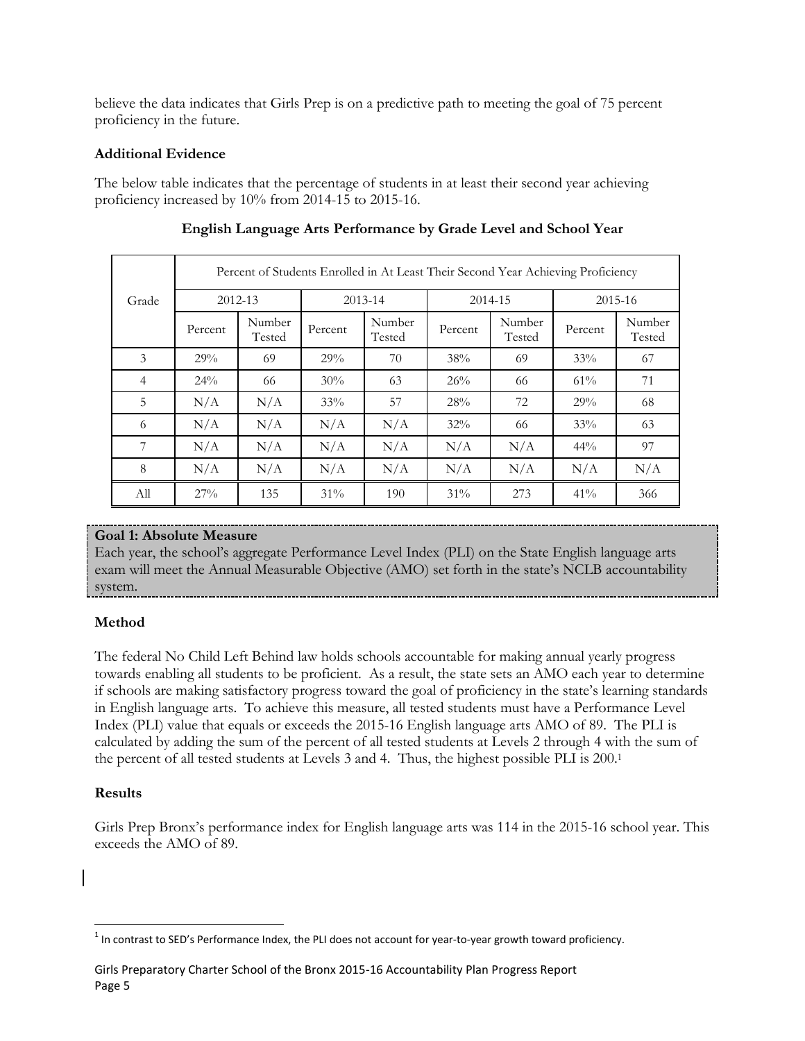believe the data indicates that Girls Prep is on a predictive path to meeting the goal of 75 percent proficiency in the future.

**Additional Evidence**

The below table indicates that the percentage of students in at least their second year achieving proficiency increased by 10% from 2014-15 to 2015-16.

**English Language Arts Performance by Grade Level and School Year**

| Grade | Percent of Students Enrolled in At Least Their Second Year Achieving Proficiency | | | | | | | |
|---|---|---|---|---|---|---|---|---|
| | 2012-13 | | 2013-14 | | 2014-15 | | 2015-16 | |
| | Percent | Number Tested | Percent | Number Tested | Percent | Number Tested | Percent | Number Tested |
| 3 | 29% | 69 | 29% | 70 | 38% | 69 | 33% | 67 |
| 4 | 24% | 66 | 30% | 63 | 26% | 66 | 61% | 71 |
| 5 | N/A | N/A | 33% | 57 | 28% | 72 | 29% | 68 |
| 6 | N/A | N/A | N/A | N/A | 32% | 66 | 33% | 63 |
| 7 | N/A | N/A | N/A | N/A | N/A | N/A | 44% | 97 |
| 8 | N/A | N/A | N/A | N/A | N/A | N/A | N/A | N/A |
| All | 27% | 135 | 31% | 190 | 31% | 273 | 41% | 366 |

**Goal 1: Absolute Measure**
Each year, the school's aggregate Performance Level Index (PLI) on the State English language arts exam will meet the Annual Measurable Objective (AMO) set forth in the state's NCLB accountability system.

**Method**

The federal No Child Left Behind law holds schools accountable for making annual yearly progress towards enabling all students to be proficient. As a result, the state sets an AMO each year to determine if schools are making satisfactory progress toward the goal of proficiency in the state's learning standards in English language arts. To achieve this measure, all tested students must have a Performance Level Index (PLI) value that equals or exceeds the 2015-16 English language arts AMO of 89. The PLI is calculated by adding the sum of the percent of all tested students at Levels 2 through 4 with the sum of the percent of all tested students at Levels 3 and 4. Thus, the highest possible PLI is 200.[1]

**Results**

Girls Prep Bronx's performance index for English language arts was 114 in the 2015-16 school year. This exceeds the AMO of 89.

[1] In contrast to SED's Performance Index, the PLI does not account for year-to-year growth toward proficiency.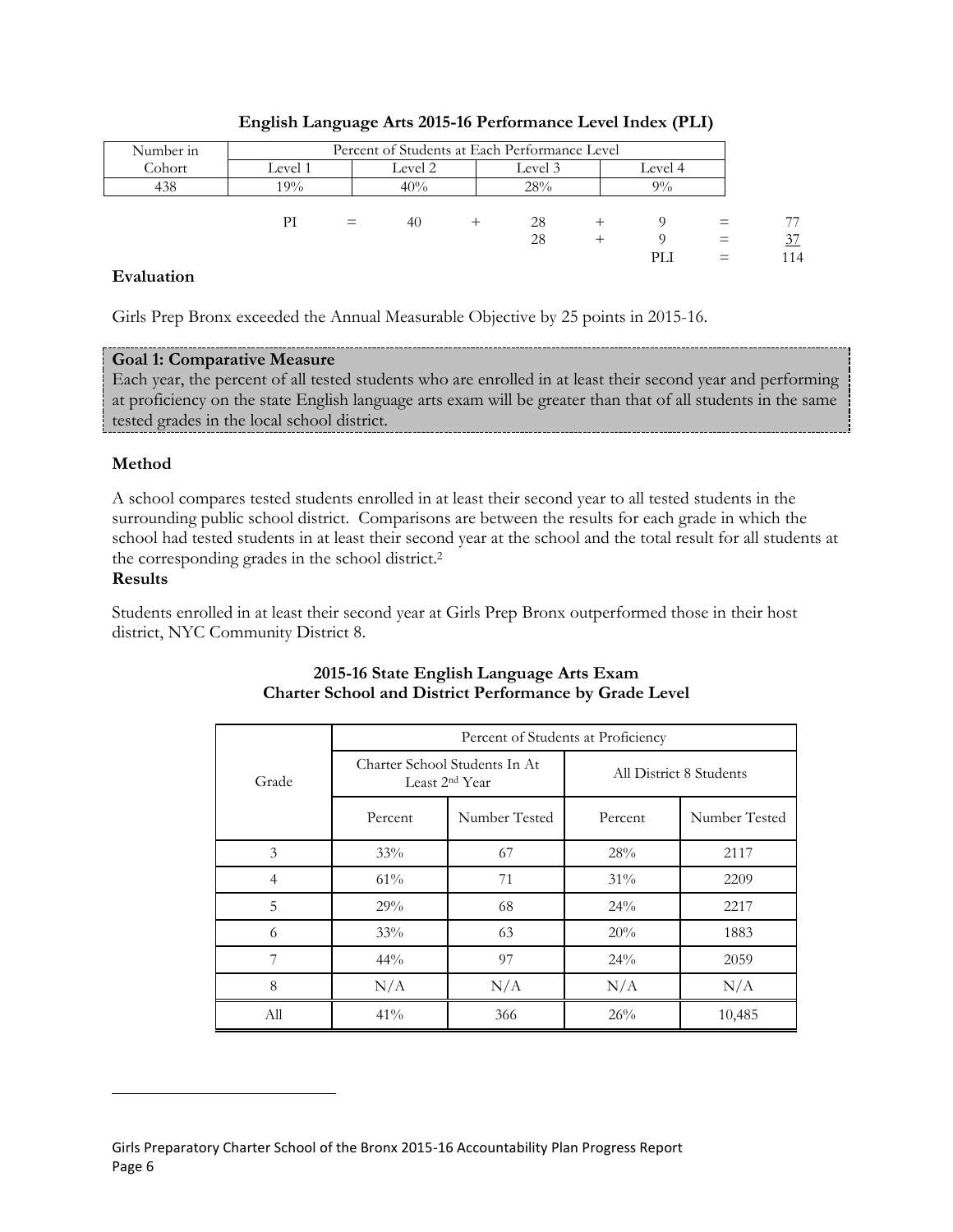**English Language Arts 2015-16 Performance Level Index (PLI)**

| Number in Cohort | Percent of Students at Each Performance Level | | | |
|---|---|---|---|---|
| | Level 1 | Level 2 | Level 3 | Level 4 |
| 438 | 19% | 40% | 28% | 9% |

| | | | | | | | | |
|---|---|---|---|---|---|---|---|---|
| PI | = | 40 | + | 28 | + | 9 | = | 77 |
| | | | | 28 | + | 9 | = | 37 |
| | | | | | | PLI | = | 114 |

**Evaluation**

Girls Prep Bronx exceeded the Annual Measurable Objective by 25 points in 2015-16.

**Goal 1: Comparative Measure**
Each year, the percent of all tested students who are enrolled in at least their second year and performing at proficiency on the state English language arts exam will be greater than that of all students in the same tested grades in the local school district.

**Method**

A school compares tested students enrolled in at least their second year to all tested students in the surrounding public school district. Comparisons are between the results for each grade in which the school had tested students in at least their second year at the school and the total result for all students at the corresponding grades in the school district.[2]

**Results**

Students enrolled in at least their second year at Girls Prep Bronx outperformed those in their host district, NYC Community District 8.

**2015-16 State English Language Arts Exam**
**Charter School and District Performance by Grade Level**

| Grade | Percent of Students at Proficiency | | | |
|---|---|---|---|---|
| | Charter School Students In At Least 2nd Year | | All District 8 Students | |
| | Percent | Number Tested | Percent | Number Tested |
| 3 | 33% | 67 | 28% | 2117 |
| 4 | 61% | 71 | 31% | 2209 |
| 5 | 29% | 68 | 24% | 2217 |
| 6 | 33% | 63 | 20% | 1883 |
| 7 | 44% | 97 | 24% | 2059 |
| 8 | N/A | N/A | N/A | N/A |
| All | 41% | 366 | 26% | 10,485 |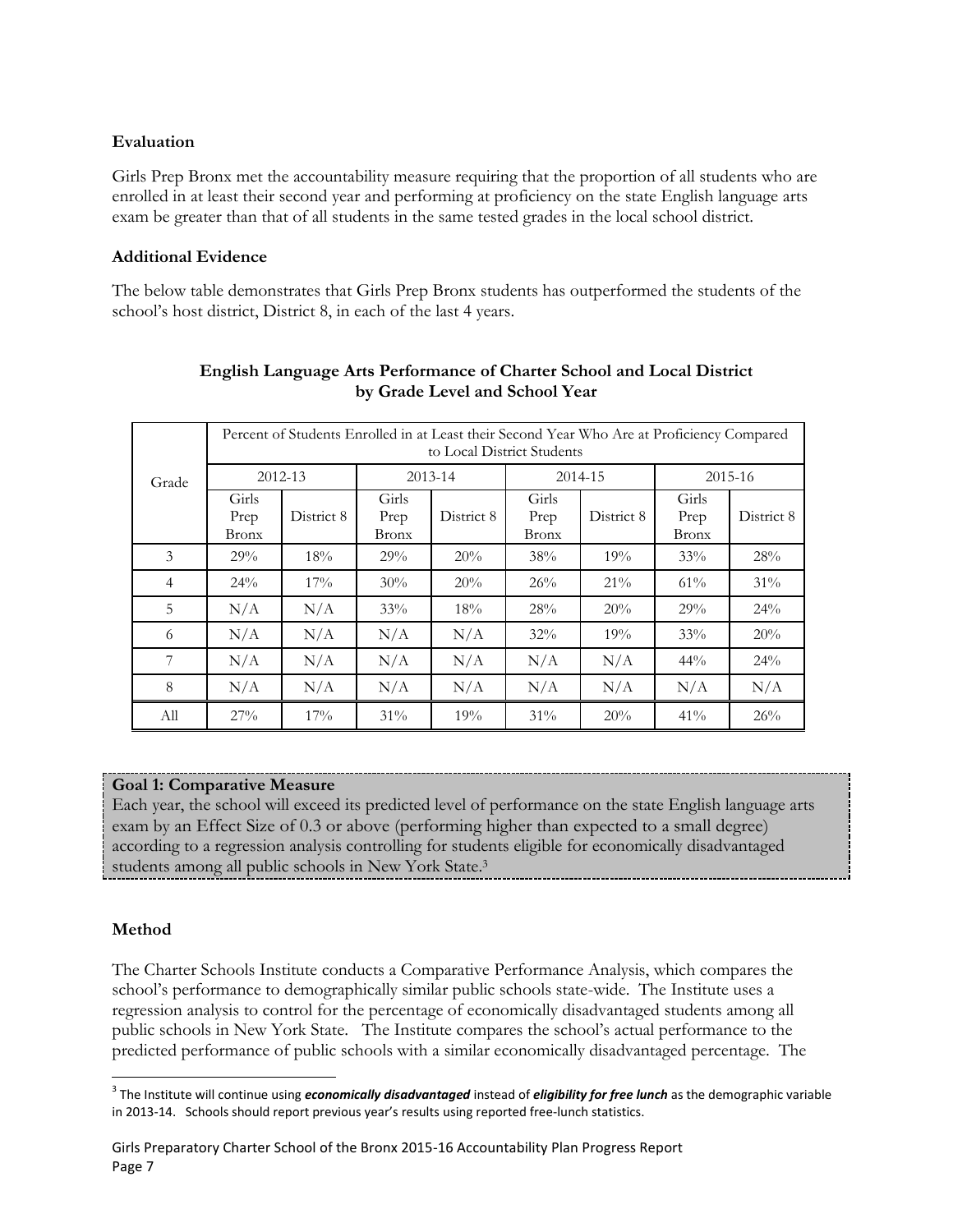### Evaluation

Girls Prep Bronx met the accountability measure requiring that the proportion of all students who are enrolled in at least their second year and performing at proficiency on the state English language arts exam be greater than that of all students in the same tested grades in the local school district.

### Additional Evidence

The below table demonstrates that Girls Prep Bronx students has outperformed the students of the school's host district, District 8, in each of the last 4 years.

**English Language Arts Performance of Charter School and Local District by Grade Level and School Year**

| Grade | Percent of Students Enrolled in at Least their Second Year Who Are at Proficiency Compared to Local District Students | | | | | | | |
|---|---|---|---|---|---|---|---|---|
| | 2012-13 | | 2013-14 | | 2014-15 | | 2015-16 | |
| | Girls Prep Bronx | District 8 | Girls Prep Bronx | District 8 | Girls Prep Bronx | District 8 | Girls Prep Bronx | District 8 |
| 3 | 29% | 18% | 29% | 20% | 38% | 19% | 33% | 28% |
| 4 | 24% | 17% | 30% | 20% | 26% | 21% | 61% | 31% |
| 5 | N/A | N/A | 33% | 18% | 28% | 20% | 29% | 24% |
| 6 | N/A | N/A | N/A | N/A | 32% | 19% | 33% | 20% |
| 7 | N/A | N/A | N/A | N/A | N/A | N/A | 44% | 24% |
| 8 | N/A | N/A | N/A | N/A | N/A | N/A | N/A | N/A |
| All | 27% | 17% | 31% | 19% | 31% | 20% | 41% | 26% |

**Goal 1: Comparative Measure**
Each year, the school will exceed its predicted level of performance on the state English language arts exam by an Effect Size of 0.3 or above (performing higher than expected to a small degree) according to a regression analysis controlling for students eligible for economically disadvantaged students among all public schools in New York State.[3]

### Method

The Charter Schools Institute conducts a Comparative Performance Analysis, which compares the school's performance to demographically similar public schools state-wide. The Institute uses a regression analysis to control for the percentage of economically disadvantaged students among all public schools in New York State. The Institute compares the school's actual performance to the predicted performance of public schools with a similar economically disadvantaged percentage. The

[3] The Institute will continue using ***economically disadvantaged*** instead of ***eligibility for free lunch*** as the demographic variable in 2013-14. Schools should report previous year's results using reported free-lunch statistics.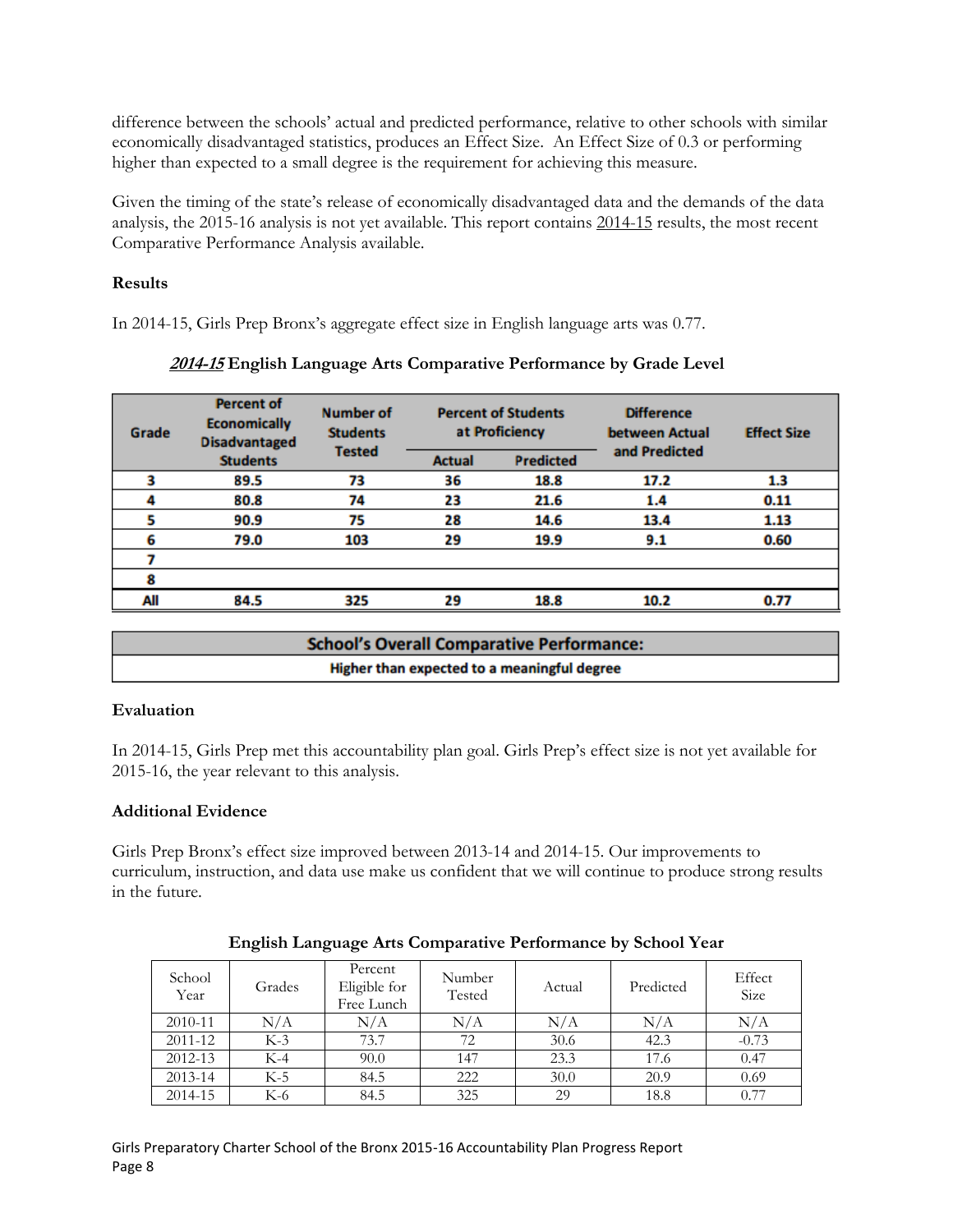difference between the schools' actual and predicted performance, relative to other schools with similar economically disadvantaged statistics, produces an Effect Size. An Effect Size of 0.3 or performing higher than expected to a small degree is the requirement for achieving this measure.

Given the timing of the state's release of economically disadvantaged data and the demands of the data analysis, the 2015-16 analysis is not yet available. This report contains 2014-15 results, the most recent Comparative Performance Analysis available.

**Results**

In 2014-15, Girls Prep Bronx's aggregate effect size in English language arts was 0.77.

**2014-15 English Language Arts Comparative Performance by Grade Level**

| Grade | Percent of Economically Disadvantaged Students | Number of Students Tested | Percent of Students at Proficiency | | Difference between Actual and Predicted | Effect Size |
|---|---|---|---|---|---|---|
| | | | Actual | Predicted | | |
| 3 | 89.5 | 73 | 36 | 18.8 | 17.2 | 1.3 |
| 4 | 80.8 | 74 | 23 | 21.6 | 1.4 | 0.11 |
| 5 | 90.9 | 75 | 28 | 14.6 | 13.4 | 1.13 |
| 6 | 79.0 | 103 | 29 | 19.9 | 9.1 | 0.60 |
| 7 | | | | | | |
| 8 | | | | | | |
| All | 84.5 | 325 | 29 | 18.8 | 10.2 | 0.77 |

| School's Overall Comparative Performance: |
|---|
| Higher than expected to a meaningful degree |

**Evaluation**

In 2014-15, Girls Prep met this accountability plan goal. Girls Prep's effect size is not yet available for 2015-16, the year relevant to this analysis.

**Additional Evidence**

Girls Prep Bronx's effect size improved between 2013-14 and 2014-15. Our improvements to curriculum, instruction, and data use make us confident that we will continue to produce strong results in the future.

**English Language Arts Comparative Performance by School Year**

| School Year | Grades | Percent Eligible for Free Lunch | Number Tested | Actual | Predicted | Effect Size |
|---|---|---|---|---|---|---|
| 2010-11 | N/A | N/A | N/A | N/A | N/A | N/A |
| 2011-12 | K-3 | 73.7 | 72 | 30.6 | 42.3 | -0.73 |
| 2012-13 | K-4 | 90.0 | 147 | 23.3 | 17.6 | 0.47 |
| 2013-14 | K-5 | 84.5 | 222 | 30.0 | 20.9 | 0.69 |
| 2014-15 | K-6 | 84.5 | 325 | 29 | 18.8 | 0.77 |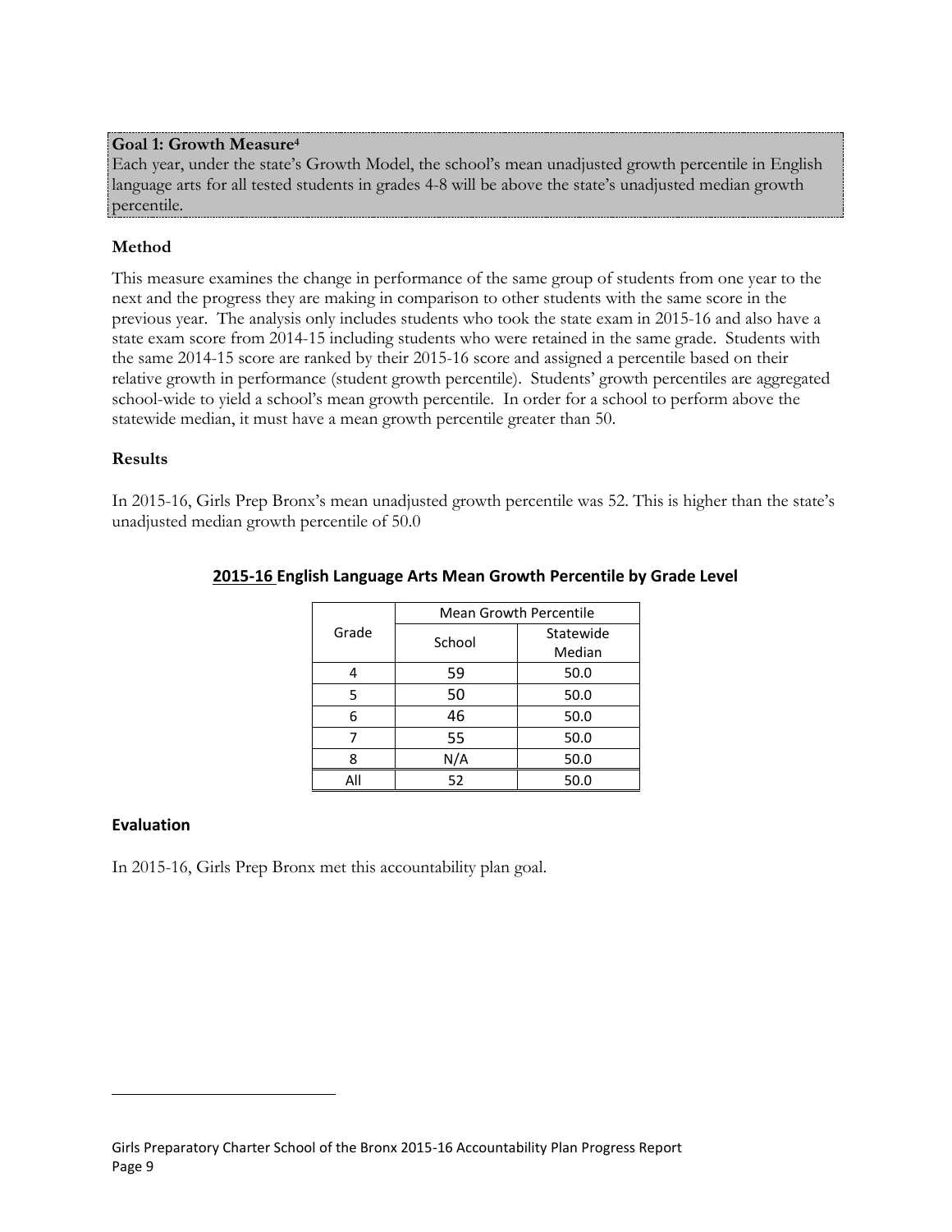**Goal 1: Growth Measure[4]**

Each year, under the state's Growth Model, the school's mean unadjusted growth percentile in English language arts for all tested students in grades 4-8 will be above the state's unadjusted median growth percentile.

### Method

This measure examines the change in performance of the same group of students from one year to the next and the progress they are making in comparison to other students with the same score in the previous year. The analysis only includes students who took the state exam in 2015-16 and also have a state exam score from 2014-15 including students who were retained in the same grade. Students with the same 2014-15 score are ranked by their 2015-16 score and assigned a percentile based on their relative growth in performance (student growth percentile). Students' growth percentiles are aggregated school-wide to yield a school's mean growth percentile. In order for a school to perform above the statewide median, it must have a mean growth percentile greater than 50.

### Results

In 2015-16, Girls Prep Bronx's mean unadjusted growth percentile was 52. This is higher than the state's unadjusted median growth percentile of 50.0

**2015-16 English Language Arts Mean Growth Percentile by Grade Level**

| Grade | Mean Growth Percentile | |
|---|---|---|
| | School | Statewide Median |
| 4 | 59 | 50.0 |
| 5 | 50 | 50.0 |
| 6 | 46 | 50.0 |
| 7 | 55 | 50.0 |
| 8 | N/A | 50.0 |
| All | 52 | 50.0 |

### Evaluation

In 2015-16, Girls Prep Bronx met this accountability plan goal.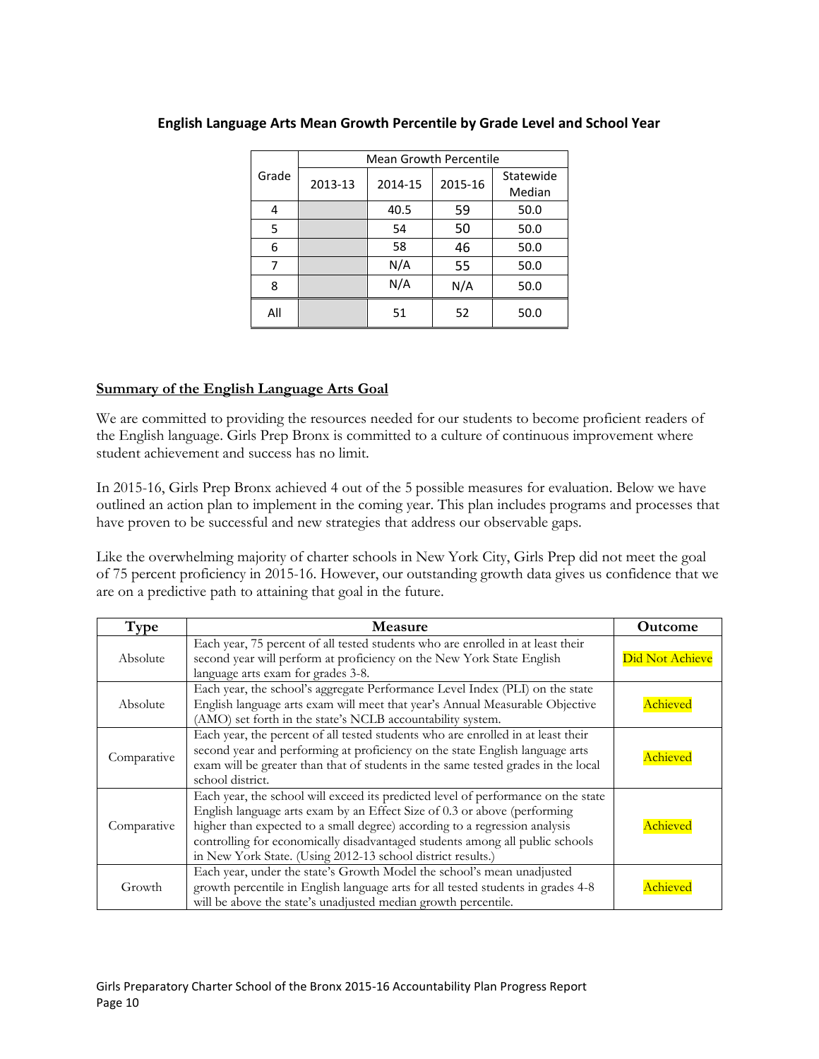**English Language Arts Mean Growth Percentile by Grade Level and School Year**

| Grade | Mean Growth Percentile | | | |
|---|---|---|---|---|
| | 2013-13 | 2014-15 | 2015-16 | Statewide Median |
| 4 | | 40.5 | 59 | 50.0 |
| 5 | | 54 | 50 | 50.0 |
| 6 | | 58 | 46 | 50.0 |
| 7 | | N/A | 55 | 50.0 |
| 8 | | N/A | N/A | 50.0 |
| All | | 51 | 52 | 50.0 |

**Summary of the English Language Arts Goal**

We are committed to providing the resources needed for our students to become proficient readers of the English language. Girls Prep Bronx is committed to a culture of continuous improvement where student achievement and success has no limit.

In 2015-16, Girls Prep Bronx achieved 4 out of the 5 possible measures for evaluation. Below we have outlined an action plan to implement in the coming year. This plan includes programs and processes that have proven to be successful and new strategies that address our observable gaps.

Like the overwhelming majority of charter schools in New York City, Girls Prep did not meet the goal of 75 percent proficiency in 2015-16. However, our outstanding growth data gives us confidence that we are on a predictive path to attaining that goal in the future.

| Type | Measure | Outcome |
|---|---|---|
| Absolute | Each year, 75 percent of all tested students who are enrolled in at least their second year will perform at proficiency on the New York State English language arts exam for grades 3-8. | Did Not Achieve |
| Absolute | Each year, the school's aggregate Performance Level Index (PLI) on the state English language arts exam will meet that year's Annual Measurable Objective (AMO) set forth in the state's NCLB accountability system. | Achieved |
| Comparative | Each year, the percent of all tested students who are enrolled in at least their second year and performing at proficiency on the state English language arts exam will be greater than that of students in the same tested grades in the local school district. | Achieved |
| Comparative | Each year, the school will exceed its predicted level of performance on the state English language arts exam by an Effect Size of 0.3 or above (performing higher than expected to a small degree) according to a regression analysis controlling for economically disadvantaged students among all public schools in New York State. (Using 2012-13 school district results.) | Achieved |
| Growth | Each year, under the state's Growth Model the school's mean unadjusted growth percentile in English language arts for all tested students in grades 4-8 will be above the state's unadjusted median growth percentile. | Achieved |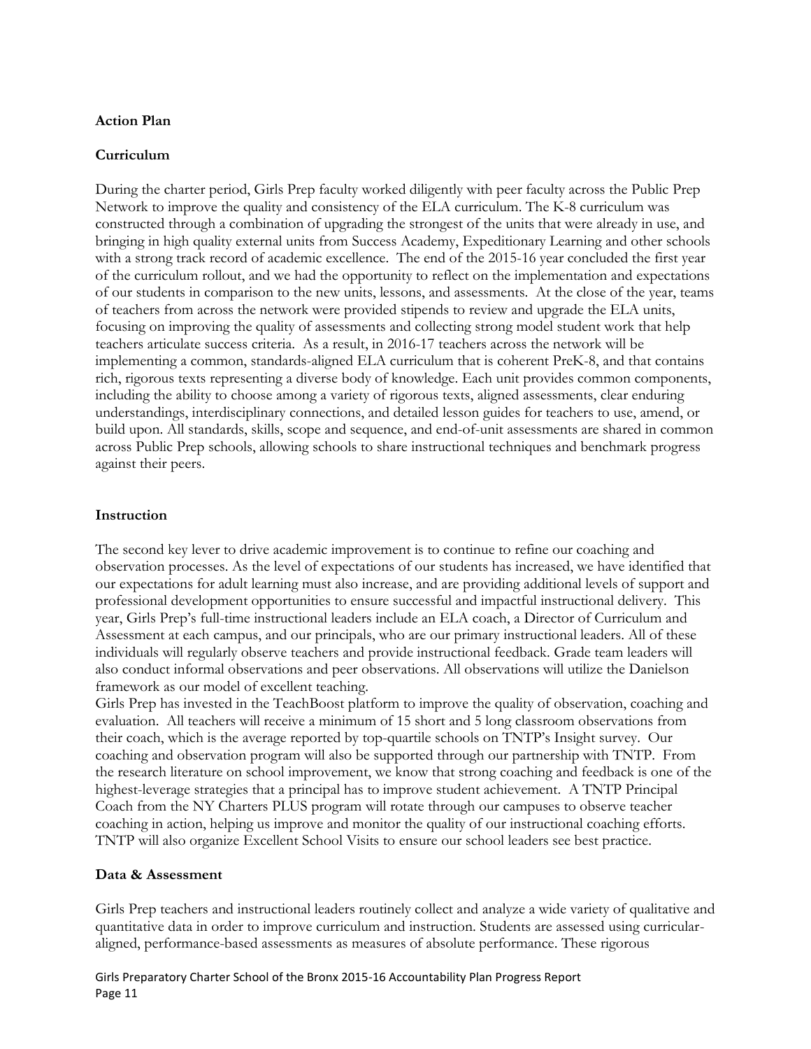**Action Plan**

**Curriculum**

During the charter period, Girls Prep faculty worked diligently with peer faculty across the Public Prep Network to improve the quality and consistency of the ELA curriculum. The K-8 curriculum was constructed through a combination of upgrading the strongest of the units that were already in use, and bringing in high quality external units from Success Academy, Expeditionary Learning and other schools with a strong track record of academic excellence. The end of the 2015-16 year concluded the first year of the curriculum rollout, and we had the opportunity to reflect on the implementation and expectations of our students in comparison to the new units, lessons, and assessments. At the close of the year, teams of teachers from across the network were provided stipends to review and upgrade the ELA units, focusing on improving the quality of assessments and collecting strong model student work that help teachers articulate success criteria. As a result, in 2016-17 teachers across the network will be implementing a common, standards-aligned ELA curriculum that is coherent PreK-8, and that contains rich, rigorous texts representing a diverse body of knowledge. Each unit provides common components, including the ability to choose among a variety of rigorous texts, aligned assessments, clear enduring understandings, interdisciplinary connections, and detailed lesson guides for teachers to use, amend, or build upon. All standards, skills, scope and sequence, and end-of-unit assessments are shared in common across Public Prep schools, allowing schools to share instructional techniques and benchmark progress against their peers.

**Instruction**

The second key lever to drive academic improvement is to continue to refine our coaching and observation processes. As the level of expectations of our students has increased, we have identified that our expectations for adult learning must also increase, and are providing additional levels of support and professional development opportunities to ensure successful and impactful instructional delivery. This year, Girls Prep's full-time instructional leaders include an ELA coach, a Director of Curriculum and Assessment at each campus, and our principals, who are our primary instructional leaders. All of these individuals will regularly observe teachers and provide instructional feedback. Grade team leaders will also conduct informal observations and peer observations. All observations will utilize the Danielson framework as our model of excellent teaching.

Girls Prep has invested in the TeachBoost platform to improve the quality of observation, coaching and evaluation. All teachers will receive a minimum of 15 short and 5 long classroom observations from their coach, which is the average reported by top-quartile schools on TNTP's Insight survey. Our coaching and observation program will also be supported through our partnership with TNTP. From the research literature on school improvement, we know that strong coaching and feedback is one of the highest-leverage strategies that a principal has to improve student achievement. A TNTP Principal Coach from the NY Charters PLUS program will rotate through our campuses to observe teacher coaching in action, helping us improve and monitor the quality of our instructional coaching efforts. TNTP will also organize Excellent School Visits to ensure our school leaders see best practice.

**Data & Assessment**

Girls Prep teachers and instructional leaders routinely collect and analyze a wide variety of qualitative and quantitative data in order to improve curriculum and instruction. Students are assessed using curricular-aligned, performance-based assessments as measures of absolute performance. These rigorous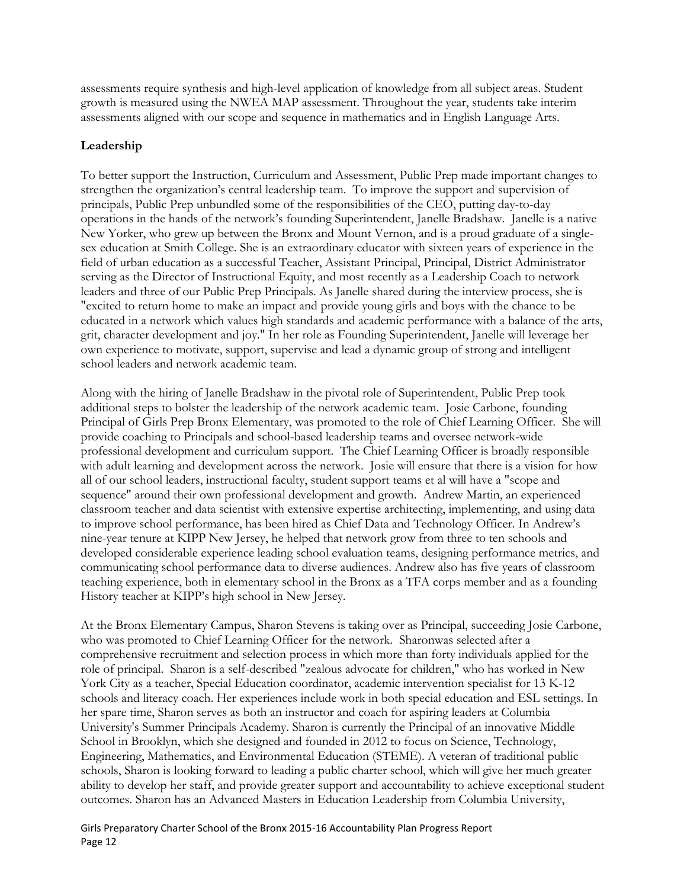assessments require synthesis and high-level application of knowledge from all subject areas. Student growth is measured using the NWEA MAP assessment. Throughout the year, students take interim assessments aligned with our scope and sequence in mathematics and in English Language Arts.

**Leadership**

To better support the Instruction, Curriculum and Assessment, Public Prep made important changes to strengthen the organization's central leadership team. To improve the support and supervision of principals, Public Prep unbundled some of the responsibilities of the CEO, putting day-to-day operations in the hands of the network's founding Superintendent, Janelle Bradshaw. Janelle is a native New Yorker, who grew up between the Bronx and Mount Vernon, and is a proud graduate of a single-sex education at Smith College. She is an extraordinary educator with sixteen years of experience in the field of urban education as a successful Teacher, Assistant Principal, Principal, District Administrator serving as the Director of Instructional Equity, and most recently as a Leadership Coach to network leaders and three of our Public Prep Principals. As Janelle shared during the interview process, she is "excited to return home to make an impact and provide young girls and boys with the chance to be educated in a network which values high standards and academic performance with a balance of the arts, grit, character development and joy." In her role as Founding Superintendent, Janelle will leverage her own experience to motivate, support, supervise and lead a dynamic group of strong and intelligent school leaders and network academic team.

Along with the hiring of Janelle Bradshaw in the pivotal role of Superintendent, Public Prep took additional steps to bolster the leadership of the network academic team. Josie Carbone, founding Principal of Girls Prep Bronx Elementary, was promoted to the role of Chief Learning Officer. She will provide coaching to Principals and school-based leadership teams and oversee network-wide professional development and curriculum support. The Chief Learning Officer is broadly responsible with adult learning and development across the network. Josie will ensure that there is a vision for how all of our school leaders, instructional faculty, student support teams et al will have a "scope and sequence" around their own professional development and growth. Andrew Martin, an experienced classroom teacher and data scientist with extensive expertise architecting, implementing, and using data to improve school performance, has been hired as Chief Data and Technology Officer. In Andrew's nine-year tenure at KIPP New Jersey, he helped that network grow from three to ten schools and developed considerable experience leading school evaluation teams, designing performance metrics, and communicating school performance data to diverse audiences. Andrew also has five years of classroom teaching experience, both in elementary school in the Bronx as a TFA corps member and as a founding History teacher at KIPP's high school in New Jersey.

At the Bronx Elementary Campus, Sharon Stevens is taking over as Principal, succeeding Josie Carbone, who was promoted to Chief Learning Officer for the network. Sharonwas selected after a comprehensive recruitment and selection process in which more than forty individuals applied for the role of principal. Sharon is a self-described "zealous advocate for children," who has worked in New York City as a teacher, Special Education coordinator, academic intervention specialist for 13 K-12 schools and literacy coach. Her experiences include work in both special education and ESL settings. In her spare time, Sharon serves as both an instructor and coach for aspiring leaders at Columbia University's Summer Principals Academy. Sharon is currently the Principal of an innovative Middle School in Brooklyn, which she designed and founded in 2012 to focus on Science, Technology, Engineering, Mathematics, and Environmental Education (STEME). A veteran of traditional public schools, Sharon is looking forward to leading a public charter school, which will give her much greater ability to develop her staff, and provide greater support and accountability to achieve exceptional student outcomes. Sharon has an Advanced Masters in Education Leadership from Columbia University,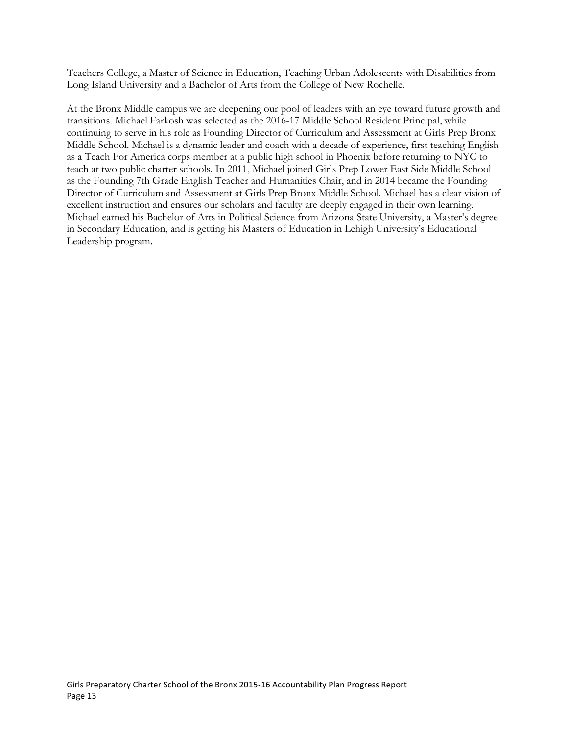Teachers College, a Master of Science in Education, Teaching Urban Adolescents with Disabilities from Long Island University and a Bachelor of Arts from the College of New Rochelle.

At the Bronx Middle campus we are deepening our pool of leaders with an eye toward future growth and transitions. Michael Farkosh was selected as the 2016-17 Middle School Resident Principal, while continuing to serve in his role as Founding Director of Curriculum and Assessment at Girls Prep Bronx Middle School. Michael is a dynamic leader and coach with a decade of experience, first teaching English as a Teach For America corps member at a public high school in Phoenix before returning to NYC to teach at two public charter schools. In 2011, Michael joined Girls Prep Lower East Side Middle School as the Founding 7th Grade English Teacher and Humanities Chair, and in 2014 became the Founding Director of Curriculum and Assessment at Girls Prep Bronx Middle School. Michael has a clear vision of excellent instruction and ensures our scholars and faculty are deeply engaged in their own learning. Michael earned his Bachelor of Arts in Political Science from Arizona State University, a Master's degree in Secondary Education, and is getting his Masters of Education in Lehigh University's Educational Leadership program.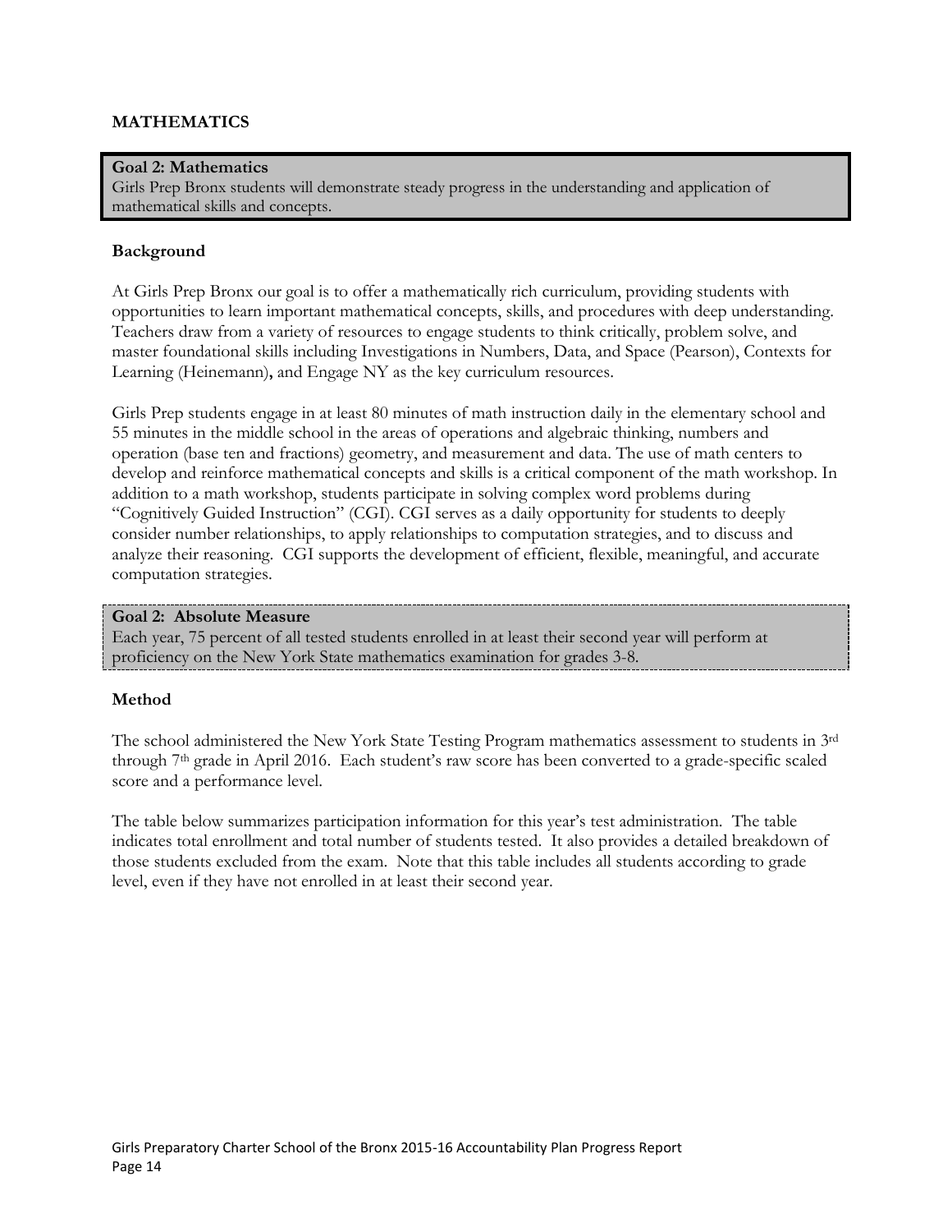## MATHEMATICS

**Goal 2: Mathematics**
Girls Prep Bronx students will demonstrate steady progress in the understanding and application of mathematical skills and concepts.

### Background

At Girls Prep Bronx our goal is to offer a mathematically rich curriculum, providing students with opportunities to learn important mathematical concepts, skills, and procedures with deep understanding. Teachers draw from a variety of resources to engage students to think critically, problem solve, and master foundational skills including Investigations in Numbers, Data, and Space (Pearson), Contexts for Learning (Heinemann), and Engage NY as the key curriculum resources.

Girls Prep students engage in at least 80 minutes of math instruction daily in the elementary school and 55 minutes in the middle school in the areas of operations and algebraic thinking, numbers and operation (base ten and fractions) geometry, and measurement and data. The use of math centers to develop and reinforce mathematical concepts and skills is a critical component of the math workshop. In addition to a math workshop, students participate in solving complex word problems during "Cognitively Guided Instruction" (CGI). CGI serves as a daily opportunity for students to deeply consider number relationships, to apply relationships to computation strategies, and to discuss and analyze their reasoning. CGI supports the development of efficient, flexible, meaningful, and accurate computation strategies.

**Goal 2: Absolute Measure**
Each year, 75 percent of all tested students enrolled in at least their second year will perform at proficiency on the New York State mathematics examination for grades 3-8.

### Method

The school administered the New York State Testing Program mathematics assessment to students in 3rd through 7th grade in April 2016. Each student's raw score has been converted to a grade-specific scaled score and a performance level.

The table below summarizes participation information for this year's test administration. The table indicates total enrollment and total number of students tested. It also provides a detailed breakdown of those students excluded from the exam. Note that this table includes all students according to grade level, even if they have not enrolled in at least their second year.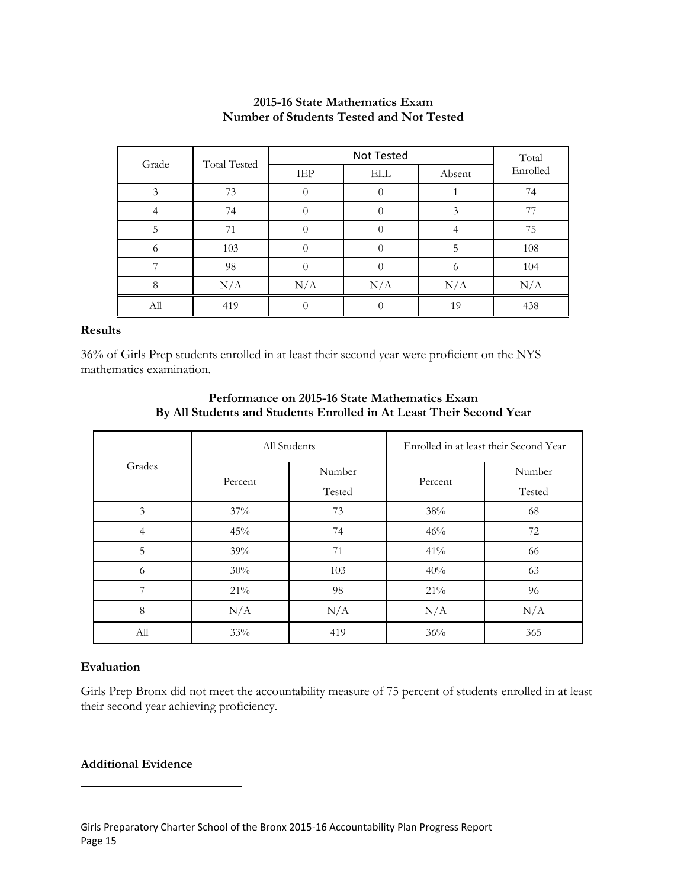**2015-16 State Mathematics Exam**
**Number of Students Tested and Not Tested**

| Grade | Total Tested | Not Tested | | | Total Enrolled |
|---|---|---|---|---|---|
| | | IEP | ELL | Absent | |
| 3 | 73 | 0 | 0 | 1 | 74 |
| 4 | 74 | 0 | 0 | 3 | 77 |
| 5 | 71 | 0 | 0 | 4 | 75 |
| 6 | 103 | 0 | 0 | 5 | 108 |
| 7 | 98 | 0 | 0 | 6 | 104 |
| 8 | N/A | N/A | N/A | N/A | N/A |
| All | 419 | 0 | 0 | 19 | 438 |

**Results**

36% of Girls Prep students enrolled in at least their second year were proficient on the NYS mathematics examination.

**Performance on 2015-16 State Mathematics Exam**
**By All Students and Students Enrolled in At Least Their Second Year**

| Grades | All Students | | Enrolled in at least their Second Year | |
|---|---|---|---|---|
| | Percent | Number Tested | Percent | Number Tested |
| 3 | 37% | 73 | 38% | 68 |
| 4 | 45% | 74 | 46% | 72 |
| 5 | 39% | 71 | 41% | 66 |
| 6 | 30% | 103 | 40% | 63 |
| 7 | 21% | 98 | 21% | 96 |
| 8 | N/A | N/A | N/A | N/A |
| All | 33% | 419 | 36% | 365 |

**Evaluation**

Girls Prep Bronx did not meet the accountability measure of 75 percent of students enrolled in at least their second year achieving proficiency.

**Additional Evidence**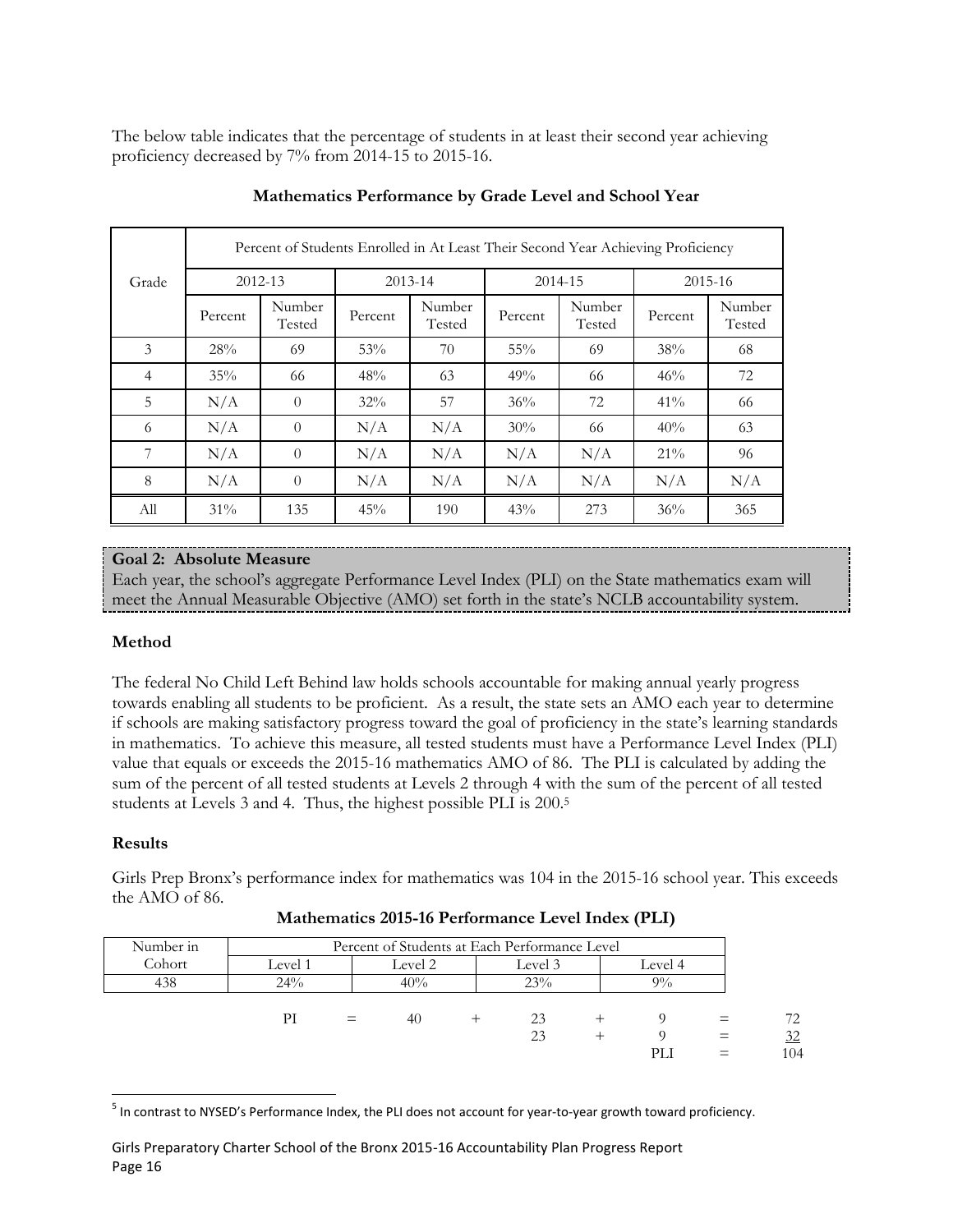The below table indicates that the percentage of students in at least their second year achieving proficiency decreased by 7% from 2014-15 to 2015-16.

**Mathematics Performance by Grade Level and School Year**

| Grade | Percent of Students Enrolled in At Least Their Second Year Achieving Proficiency | | | | | | | |
|---|---|---|---|---|---|---|---|---|
| | 2012-13 | | 2013-14 | | 2014-15 | | 2015-16 | |
| | Percent | Number Tested | Percent | Number Tested | Percent | Number Tested | Percent | Number Tested |
| 3 | 28% | 69 | 53% | 70 | 55% | 69 | 38% | 68 |
| 4 | 35% | 66 | 48% | 63 | 49% | 66 | 46% | 72 |
| 5 | N/A | 0 | 32% | 57 | 36% | 72 | 41% | 66 |
| 6 | N/A | 0 | N/A | N/A | 30% | 66 | 40% | 63 |
| 7 | N/A | 0 | N/A | N/A | N/A | N/A | 21% | 96 |
| 8 | N/A | 0 | N/A | N/A | N/A | N/A | N/A | N/A |
| All | 31% | 135 | 45% | 190 | 43% | 273 | 36% | 365 |

**Goal 2: Absolute Measure**

Each year, the school's aggregate Performance Level Index (PLI) on the State mathematics exam will meet the Annual Measurable Objective (AMO) set forth in the state's NCLB accountability system.

**Method**

The federal No Child Left Behind law holds schools accountable for making annual yearly progress towards enabling all students to be proficient. As a result, the state sets an AMO each year to determine if schools are making satisfactory progress toward the goal of proficiency in the state's learning standards in mathematics. To achieve this measure, all tested students must have a Performance Level Index (PLI) value that equals or exceeds the 2015-16 mathematics AMO of 86. The PLI is calculated by adding the sum of the percent of all tested students at Levels 2 through 4 with the sum of the percent of all tested students at Levels 3 and 4. Thus, the highest possible PLI is 200.[5]

**Results**

Girls Prep Bronx's performance index for mathematics was 104 in the 2015-16 school year. This exceeds the AMO of 86.

**Mathematics 2015-16 Performance Level Index (PLI)**

| Number in Cohort | Percent of Students at Each Performance Level | | | |
|---|---|---|---|---|
| | Level 1 | Level 2 | Level 3 | Level 4 |
| 438 | 24% | 40% | 23% | 9% |

| | | | | | | | | |
|---|---|---|---|---|---|---|---|---|
| PI | = | 40 | + | 23 | + | 9 | = | 72 |
| | | | | 23 | + | 9 | = | 32 |
| | | | | | | PLI | = | 104 |

[5] In contrast to NYSED's Performance Index, the PLI does not account for year-to-year growth toward proficiency.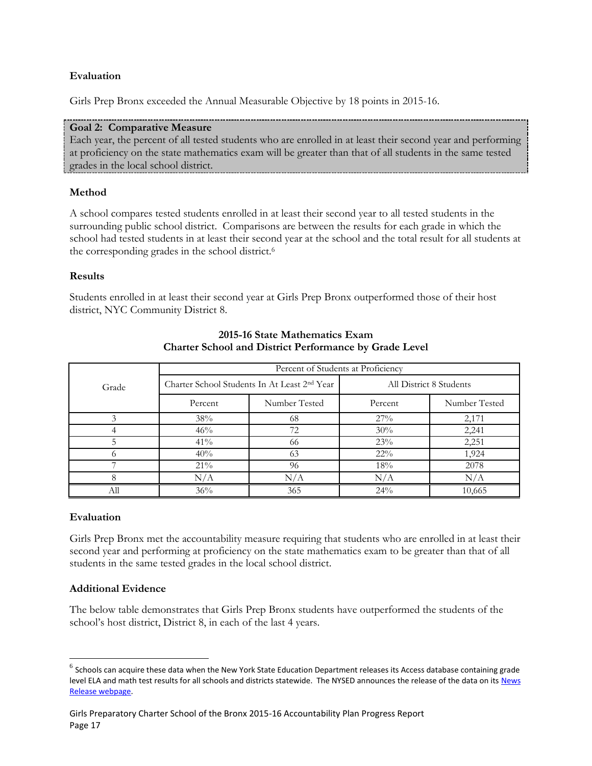### Evaluation

Girls Prep Bronx exceeded the Annual Measurable Objective by 18 points in 2015-16.

**Goal 2: Comparative Measure**
Each year, the percent of all tested students who are enrolled in at least their second year and performing at proficiency on the state mathematics exam will be greater than that of all students in the same tested grades in the local school district.

### Method

A school compares tested students enrolled in at least their second year to all tested students in the surrounding public school district. Comparisons are between the results for each grade in which the school had tested students in at least their second year at the school and the total result for all students at the corresponding grades in the school district.[6]

### Results

Students enrolled in at least their second year at Girls Prep Bronx outperformed those of their host district, NYC Community District 8.

**2015-16 State Mathematics Exam**
**Charter School and District Performance by Grade Level**

| Grade | Percent of Students at Proficiency | | | |
|---|---|---|---|---|
| | Charter School Students In At Least 2nd Year | | All District 8 Students | |
| | Percent | Number Tested | Percent | Number Tested |
| 3 | 38% | 68 | 27% | 2,171 |
| 4 | 46% | 72 | 30% | 2,241 |
| 5 | 41% | 66 | 23% | 2,251 |
| 6 | 40% | 63 | 22% | 1,924 |
| 7 | 21% | 96 | 18% | 2078 |
| 8 | N/A | N/A | N/A | N/A |
| All | 36% | 365 | 24% | 10,665 |

### Evaluation

Girls Prep Bronx met the accountability measure requiring that students who are enrolled in at least their second year and performing at proficiency on the state mathematics exam to be greater than that of all students in the same tested grades in the local school district.

### Additional Evidence

The below table demonstrates that Girls Prep Bronx students have outperformed the students of the school's host district, District 8, in each of the last 4 years.

---

[6] Schools can acquire these data when the New York State Education Department releases its Access database containing grade level ELA and math test results for all schools and districts statewide. The NYSED announces the release of the data on its News Release webpage.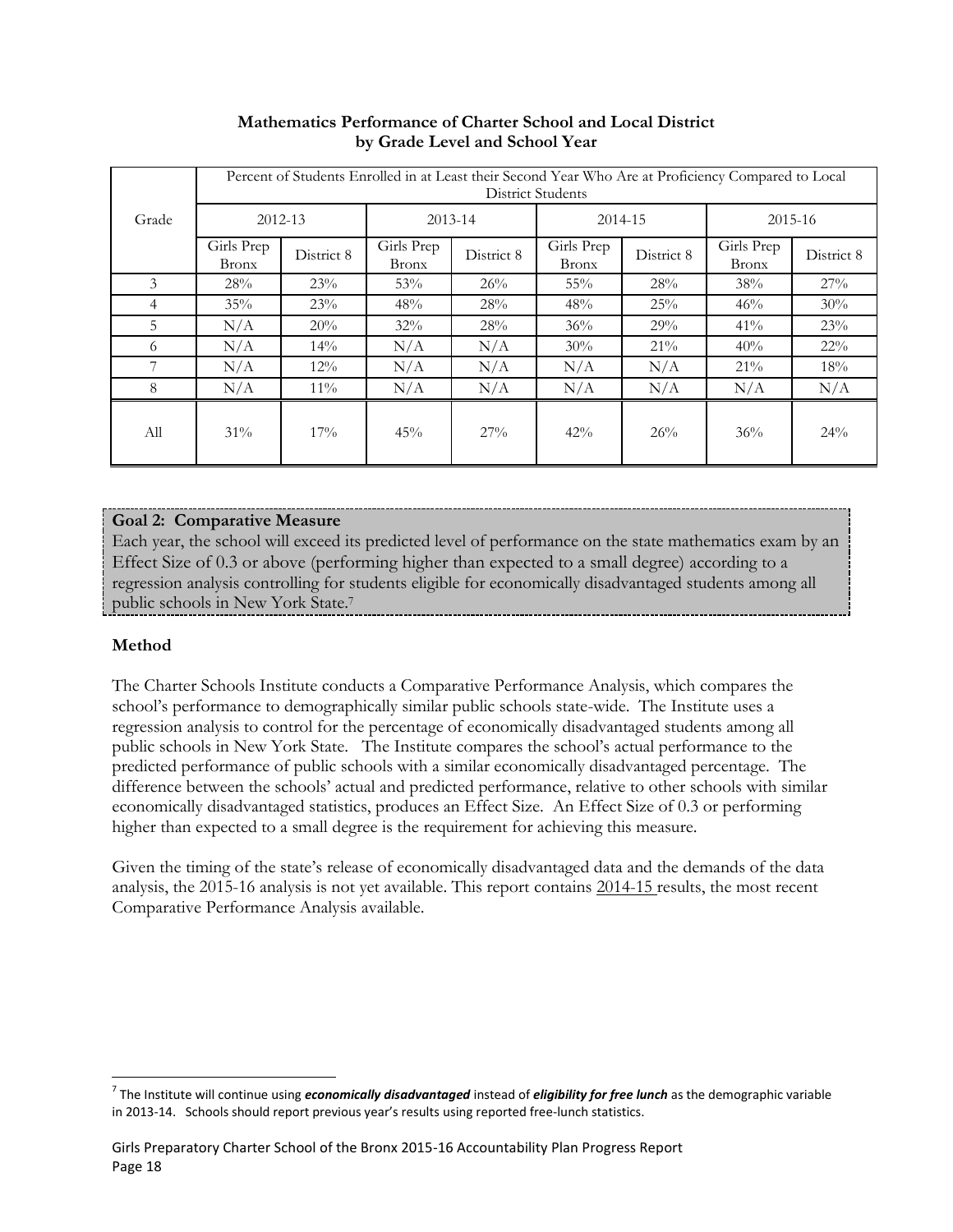**Mathematics Performance of Charter School and Local District by Grade Level and School Year**

| Grade | Percent of Students Enrolled in at Least their Second Year Who Are at Proficiency Compared to Local District Students | | | | | | | |
|---|---|---|---|---|---|---|---|---|
| | 2012-13 | | 2013-14 | | 2014-15 | | 2015-16 | |
| | Girls Prep Bronx | District 8 | Girls Prep Bronx | District 8 | Girls Prep Bronx | District 8 | Girls Prep Bronx | District 8 |
| 3 | 28% | 23% | 53% | 26% | 55% | 28% | 38% | 27% |
| 4 | 35% | 23% | 48% | 28% | 48% | 25% | 46% | 30% |
| 5 | N/A | 20% | 32% | 28% | 36% | 29% | 41% | 23% |
| 6 | N/A | 14% | N/A | N/A | 30% | 21% | 40% | 22% |
| 7 | N/A | 12% | N/A | N/A | N/A | N/A | 21% | 18% |
| 8 | N/A | 11% | N/A | N/A | N/A | N/A | N/A | N/A |
| All | 31% | 17% | 45% | 27% | 42% | 26% | 36% | 24% |

**Goal 2: Comparative Measure**

Each year, the school will exceed its predicted level of performance on the state mathematics exam by an Effect Size of 0.3 or above (performing higher than expected to a small degree) according to a regression analysis controlling for students eligible for economically disadvantaged students among all public schools in New York State.[7]

**Method**

The Charter Schools Institute conducts a Comparative Performance Analysis, which compares the school's performance to demographically similar public schools state-wide. The Institute uses a regression analysis to control for the percentage of economically disadvantaged students among all public schools in New York State. The Institute compares the school's actual performance to the predicted performance of public schools with a similar economically disadvantaged percentage. The difference between the schools' actual and predicted performance, relative to other schools with similar economically disadvantaged statistics, produces an Effect Size. An Effect Size of 0.3 or performing higher than expected to a small degree is the requirement for achieving this measure.

Given the timing of the state's release of economically disadvantaged data and the demands of the data analysis, the 2015-16 analysis is not yet available. This report contains 2014-15 results, the most recent Comparative Performance Analysis available.

[7] The Institute will continue using ***economically disadvantaged*** instead of ***eligibility for free lunch*** as the demographic variable in 2013-14. Schools should report previous year's results using reported free-lunch statistics.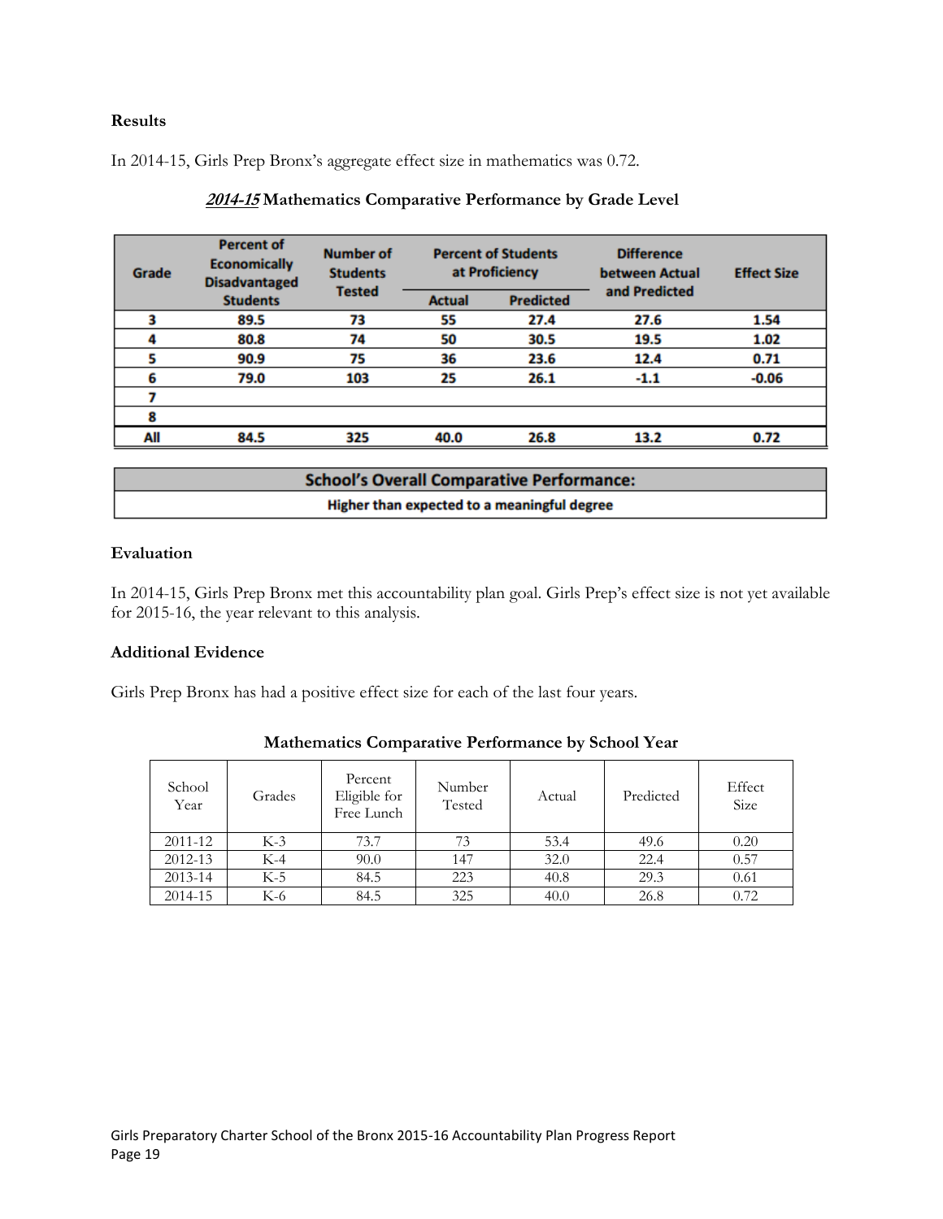### Results

In 2014-15, Girls Prep Bronx's aggregate effect size in mathematics was 0.72.

***2014-15* Mathematics Comparative Performance by Grade Level**

| Grade | Percent of Economically Disadvantaged Students | Number of Students Tested | Percent of Students at Proficiency | | Difference between Actual and Predicted | Effect Size |
|---|---|---|---|---|---|---|
| | | | Actual | Predicted | | |
| 3 | 89.5 | 73 | 55 | 27.4 | 27.6 | 1.54 |
| 4 | 80.8 | 74 | 50 | 30.5 | 19.5 | 1.02 |
| 5 | 90.9 | 75 | 36 | 23.6 | 12.4 | 0.71 |
| 6 | 79.0 | 103 | 25 | 26.1 | -1.1 | -0.06 |
| 7 | | | | | | |
| 8 | | | | | | |
| All | 84.5 | 325 | 40.0 | 26.8 | 13.2 | 0.72 |

| School's Overall Comparative Performance: |
|---|
| Higher than expected to a meaningful degree |

### Evaluation

In 2014-15, Girls Prep Bronx met this accountability plan goal. Girls Prep's effect size is not yet available for 2015-16, the year relevant to this analysis.

### Additional Evidence

Girls Prep Bronx has had a positive effect size for each of the last four years.

**Mathematics Comparative Performance by School Year**

| School Year | Grades | Percent Eligible for Free Lunch | Number Tested | Actual | Predicted | Effect Size |
|---|---|---|---|---|---|---|
| 2011-12 | K-3 | 73.7 | 73 | 53.4 | 49.6 | 0.20 |
| 2012-13 | K-4 | 90.0 | 147 | 32.0 | 22.4 | 0.57 |
| 2013-14 | K-5 | 84.5 | 223 | 40.8 | 29.3 | 0.61 |
| 2014-15 | K-6 | 84.5 | 325 | 40.0 | 26.8 | 0.72 |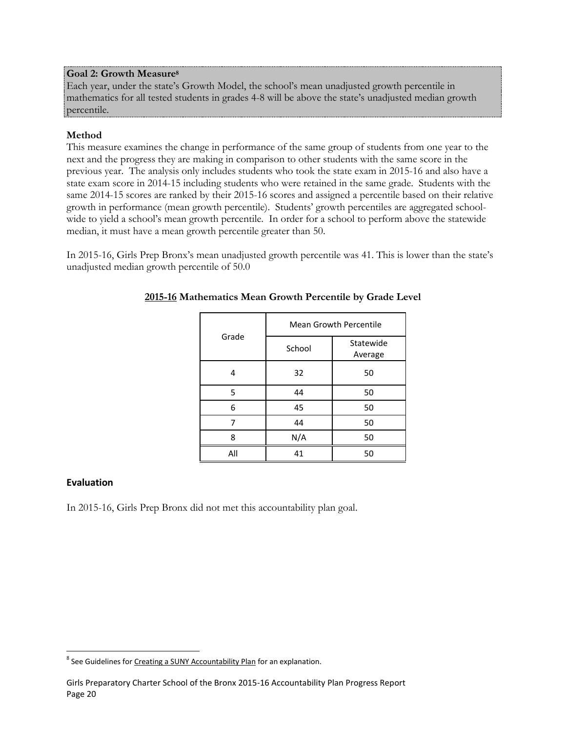**Goal 2: Growth Measure[8]**

Each year, under the state's Growth Model, the school's mean unadjusted growth percentile in mathematics for all tested students in grades 4-8 will be above the state's unadjusted median growth percentile.

### Method

This measure examines the change in performance of the same group of students from one year to the next and the progress they are making in comparison to other students with the same score in the previous year. The analysis only includes students who took the state exam in 2015-16 and also have a state exam score in 2014-15 including students who were retained in the same grade. Students with the same 2014-15 scores are ranked by their 2015-16 scores and assigned a percentile based on their relative growth in performance (mean growth percentile). Students' growth percentiles are aggregated school-wide to yield a school's mean growth percentile. In order for a school to perform above the statewide median, it must have a mean growth percentile greater than 50.

In 2015-16, Girls Prep Bronx's mean unadjusted growth percentile was 41. This is lower than the state's unadjusted median growth percentile of 50.0

**2015-16 Mathematics Mean Growth Percentile by Grade Level**

| Grade | Mean Growth Percentile | |
|---|---|---|
| | School | Statewide Average |
| 4 | 32 | 50 |
| 5 | 44 | 50 |
| 6 | 45 | 50 |
| 7 | 44 | 50 |
| 8 | N/A | 50 |
| All | 41 | 50 |

### Evaluation

In 2015-16, Girls Prep Bronx did not met this accountability plan goal.

---

[8] See Guidelines for Creating a SUNY Accountability Plan for an explanation.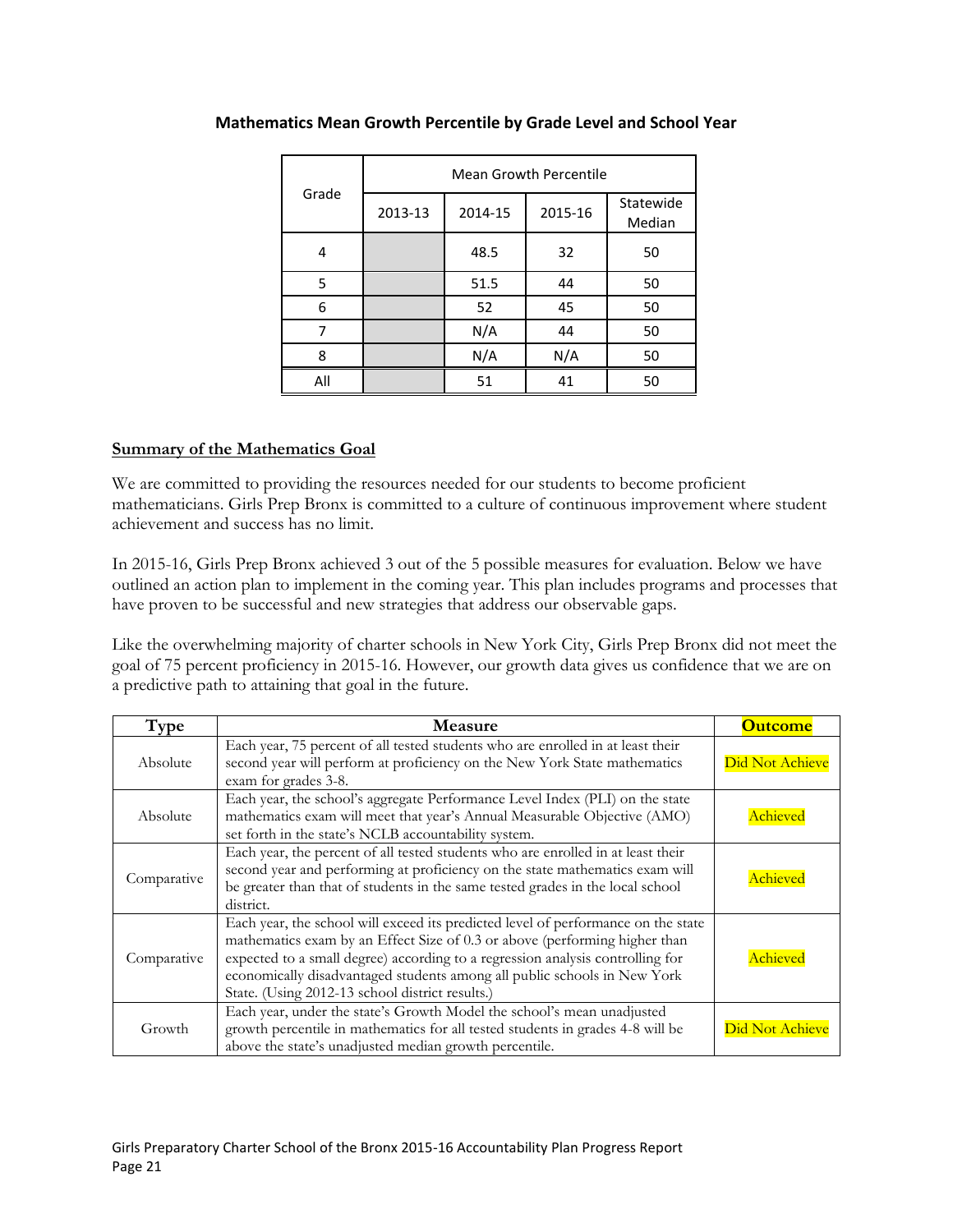**Mathematics Mean Growth Percentile by Grade Level and School Year**

| Grade | Mean Growth Percentile | | | |
|---|---|---|---|---|
| | 2013-13 | 2014-15 | 2015-16 | Statewide Median |
| 4 | | 48.5 | 32 | 50 |
| 5 | | 51.5 | 44 | 50 |
| 6 | | 52 | 45 | 50 |
| 7 | | N/A | 44 | 50 |
| 8 | | N/A | N/A | 50 |
| All | | 51 | 41 | 50 |

**Summary of the Mathematics Goal**

We are committed to providing the resources needed for our students to become proficient mathematicians. Girls Prep Bronx is committed to a culture of continuous improvement where student achievement and success has no limit.

In 2015-16, Girls Prep Bronx achieved 3 out of the 5 possible measures for evaluation. Below we have outlined an action plan to implement in the coming year. This plan includes programs and processes that have proven to be successful and new strategies that address our observable gaps.

Like the overwhelming majority of charter schools in New York City, Girls Prep Bronx did not meet the goal of 75 percent proficiency in 2015-16. However, our growth data gives us confidence that we are on a predictive path to attaining that goal in the future.

| Type | Measure | Outcome |
|---|---|---|
| Absolute | Each year, 75 percent of all tested students who are enrolled in at least their second year will perform at proficiency on the New York State mathematics exam for grades 3-8. | Did Not Achieve |
| Absolute | Each year, the school's aggregate Performance Level Index (PLI) on the state mathematics exam will meet that year's Annual Measurable Objective (AMO) set forth in the state's NCLB accountability system. | Achieved |
| Comparative | Each year, the percent of all tested students who are enrolled in at least their second year and performing at proficiency on the state mathematics exam will be greater than that of students in the same tested grades in the local school district. | Achieved |
| Comparative | Each year, the school will exceed its predicted level of performance on the state mathematics exam by an Effect Size of 0.3 or above (performing higher than expected to a small degree) according to a regression analysis controlling for economically disadvantaged students among all public schools in New York State. (Using 2012-13 school district results.) | Achieved |
| Growth | Each year, under the state's Growth Model the school's mean unadjusted growth percentile in mathematics for all tested students in grades 4-8 will be above the state's unadjusted median growth percentile. | Did Not Achieve |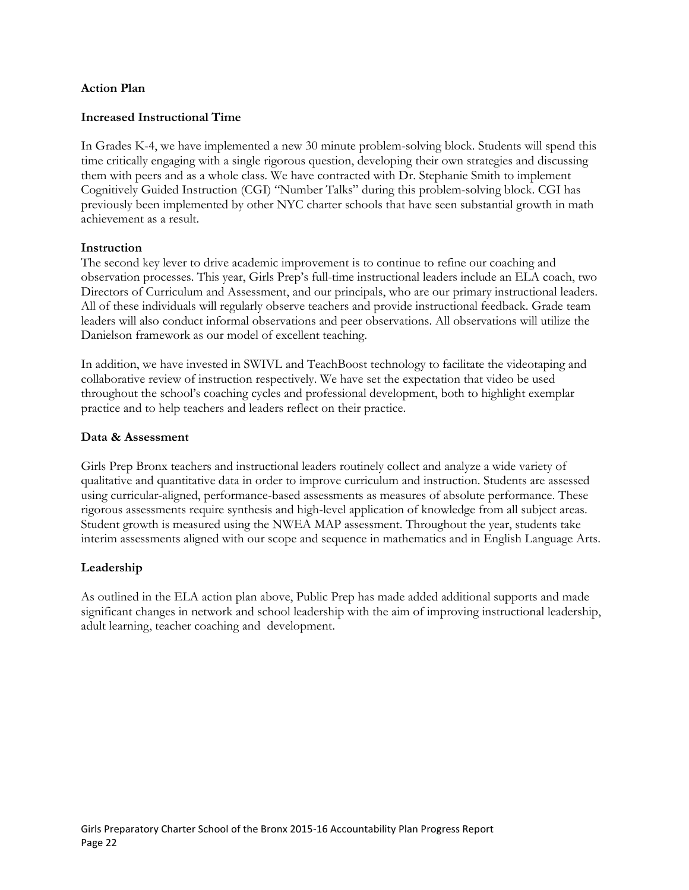**Action Plan**

**Increased Instructional Time**

In Grades K-4, we have implemented a new 30 minute problem-solving block. Students will spend this time critically engaging with a single rigorous question, developing their own strategies and discussing them with peers and as a whole class. We have contracted with Dr. Stephanie Smith to implement Cognitively Guided Instruction (CGI) "Number Talks" during this problem-solving block. CGI has previously been implemented by other NYC charter schools that have seen substantial growth in math achievement as a result.

**Instruction**

The second key lever to drive academic improvement is to continue to refine our coaching and observation processes. This year, Girls Prep's full-time instructional leaders include an ELA coach, two Directors of Curriculum and Assessment, and our principals, who are our primary instructional leaders. All of these individuals will regularly observe teachers and provide instructional feedback. Grade team leaders will also conduct informal observations and peer observations. All observations will utilize the Danielson framework as our model of excellent teaching.

In addition, we have invested in SWIVL and TeachBoost technology to facilitate the videotaping and collaborative review of instruction respectively. We have set the expectation that video be used throughout the school's coaching cycles and professional development, both to highlight exemplar practice and to help teachers and leaders reflect on their practice.

**Data & Assessment**

Girls Prep Bronx teachers and instructional leaders routinely collect and analyze a wide variety of qualitative and quantitative data in order to improve curriculum and instruction. Students are assessed using curricular-aligned, performance-based assessments as measures of absolute performance. These rigorous assessments require synthesis and high-level application of knowledge from all subject areas. Student growth is measured using the NWEA MAP assessment. Throughout the year, students take interim assessments aligned with our scope and sequence in mathematics and in English Language Arts.

**Leadership**

As outlined in the ELA action plan above, Public Prep has made added additional supports and made significant changes in network and school leadership with the aim of improving instructional leadership, adult learning, teacher coaching and development.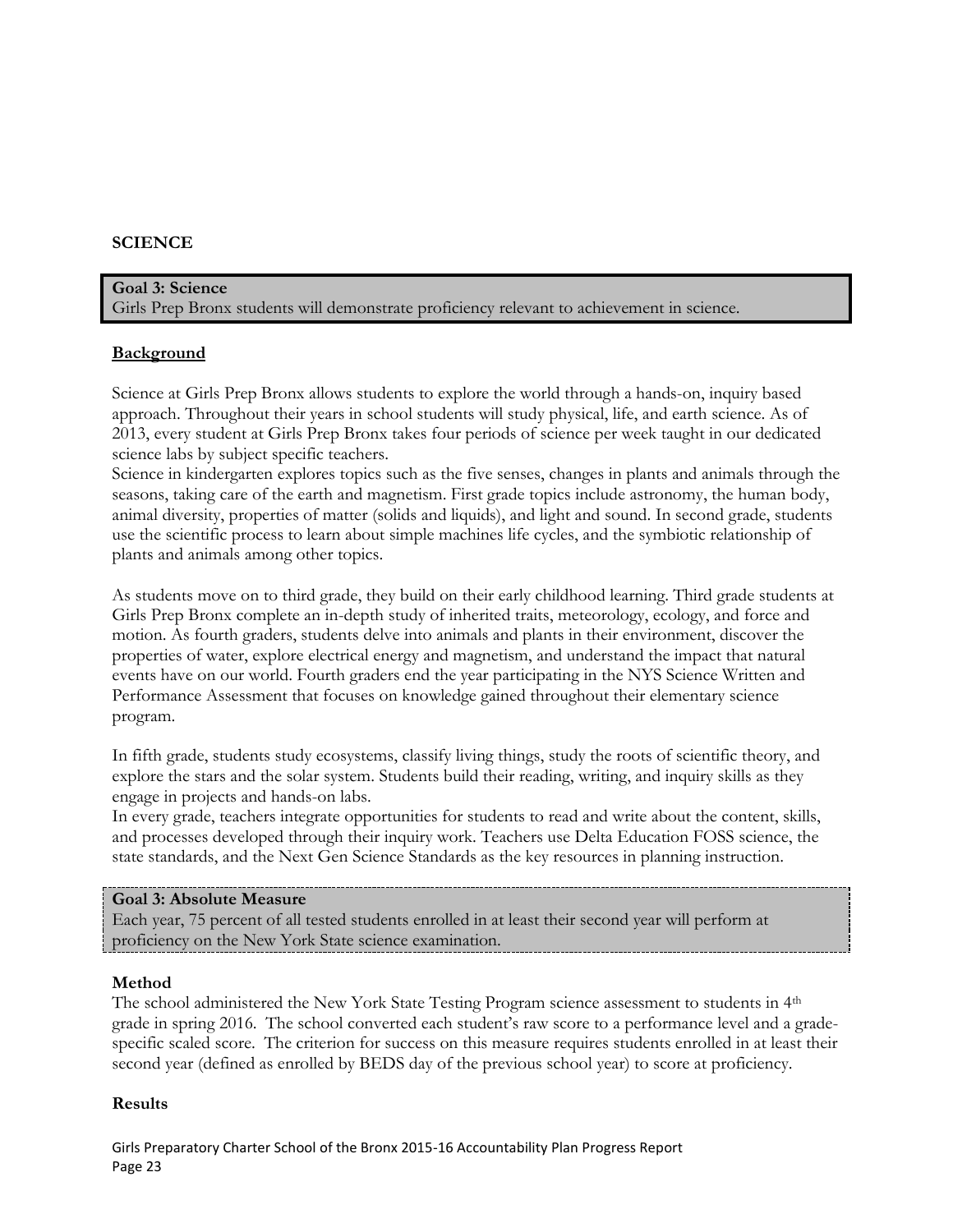**SCIENCE**

**Goal 3: Science**
Girls Prep Bronx students will demonstrate proficiency relevant to achievement in science.

**Background**

Science at Girls Prep Bronx allows students to explore the world through a hands-on, inquiry based approach. Throughout their years in school students will study physical, life, and earth science. As of 2013, every student at Girls Prep Bronx takes four periods of science per week taught in our dedicated science labs by subject specific teachers.
Science in kindergarten explores topics such as the five senses, changes in plants and animals through the seasons, taking care of the earth and magnetism. First grade topics include astronomy, the human body, animal diversity, properties of matter (solids and liquids), and light and sound. In second grade, students use the scientific process to learn about simple machines life cycles, and the symbiotic relationship of plants and animals among other topics.

As students move on to third grade, they build on their early childhood learning. Third grade students at Girls Prep Bronx complete an in-depth study of inherited traits, meteorology, ecology, and force and motion. As fourth graders, students delve into animals and plants in their environment, discover the properties of water, explore electrical energy and magnetism, and understand the impact that natural events have on our world. Fourth graders end the year participating in the NYS Science Written and Performance Assessment that focuses on knowledge gained throughout their elementary science program.

In fifth grade, students study ecosystems, classify living things, study the roots of scientific theory, and explore the stars and the solar system. Students build their reading, writing, and inquiry skills as they engage in projects and hands-on labs.
In every grade, teachers integrate opportunities for students to read and write about the content, skills, and processes developed through their inquiry work. Teachers use Delta Education FOSS science, the state standards, and the Next Gen Science Standards as the key resources in planning instruction.

**Goal 3: Absolute Measure**
Each year, 75 percent of all tested students enrolled in at least their second year will perform at proficiency on the New York State science examination.

**Method**
The school administered the New York State Testing Program science assessment to students in 4th grade in spring 2016. The school converted each student's raw score to a performance level and a grade-specific scaled score. The criterion for success on this measure requires students enrolled in at least their second year (defined as enrolled by BEDS day of the previous school year) to score at proficiency.

**Results**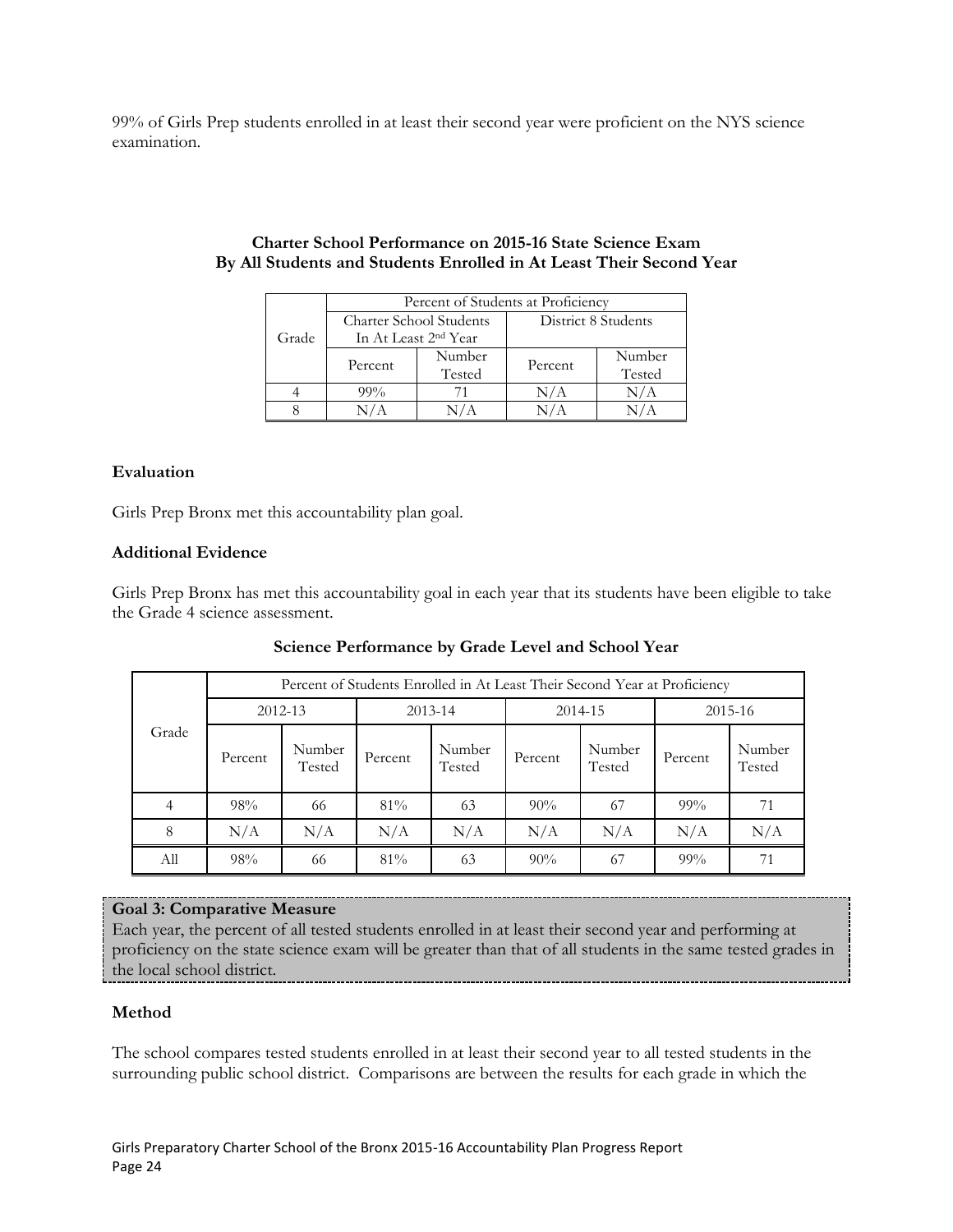99% of Girls Prep students enrolled in at least their second year were proficient on the NYS science examination.

**Charter School Performance on 2015-16 State Science Exam**
**By All Students and Students Enrolled in At Least Their Second Year**

| Grade | Percent of Students at Proficiency | | | |
|---|---|---|---|---|
| | Charter School Students In At Least 2nd Year | | District 8 Students | |
| | Percent | Number Tested | Percent | Number Tested |
| 4 | 99% | 71 | N/A | N/A |
| 8 | N/A | N/A | N/A | N/A |

**Evaluation**

Girls Prep Bronx met this accountability plan goal.

**Additional Evidence**

Girls Prep Bronx has met this accountability goal in each year that its students have been eligible to take the Grade 4 science assessment.

**Science Performance by Grade Level and School Year**

| Grade | Percent of Students Enrolled in At Least Their Second Year at Proficiency | | | | | | | |
|---|---|---|---|---|---|---|---|---|
| | 2012-13 | | 2013-14 | | 2014-15 | | 2015-16 | |
| | Percent | Number Tested | Percent | Number Tested | Percent | Number Tested | Percent | Number Tested |
| 4 | 98% | 66 | 81% | 63 | 90% | 67 | 99% | 71 |
| 8 | N/A | N/A | N/A | N/A | N/A | N/A | N/A | N/A |
| All | 98% | 66 | 81% | 63 | 90% | 67 | 99% | 71 |

**Goal 3: Comparative Measure**
Each year, the percent of all tested students enrolled in at least their second year and performing at proficiency on the state science exam will be greater than that of all students in the same tested grades in the local school district.

**Method**

The school compares tested students enrolled in at least their second year to all tested students in the surrounding public school district. Comparisons are between the results for each grade in which the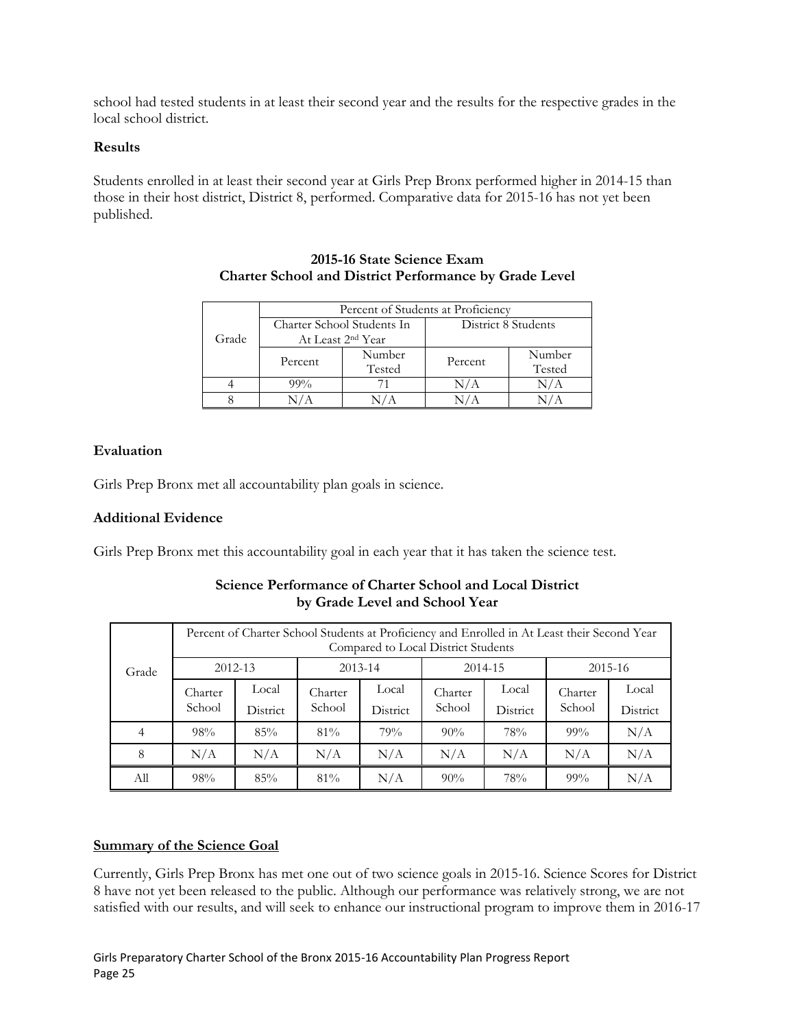school had tested students in at least their second year and the results for the respective grades in the local school district.

**Results**

Students enrolled in at least their second year at Girls Prep Bronx performed higher in 2014-15 than those in their host district, District 8, performed. Comparative data for 2015-16 has not yet been published.

**2015-16 State Science Exam**
**Charter School and District Performance by Grade Level**

| Grade | Percent of Students at Proficiency | | | |
|---|---|---|---|---|
| | Charter School Students In At Least 2nd Year | | District 8 Students | |
| | Percent | Number Tested | Percent | Number Tested |
| 4 | 99% | 71 | N/A | N/A |
| 8 | N/A | N/A | N/A | N/A |

**Evaluation**

Girls Prep Bronx met all accountability plan goals in science.

**Additional Evidence**

Girls Prep Bronx met this accountability goal in each year that it has taken the science test.

**Science Performance of Charter School and Local District**
**by Grade Level and School Year**

| Grade | Percent of Charter School Students at Proficiency and Enrolled in At Least their Second Year Compared to Local District Students | | | | | | | |
|---|---|---|---|---|---|---|---|---|
| | 2012-13 | | 2013-14 | | 2014-15 | | 2015-16 | |
| | Charter School | Local District | Charter School | Local District | Charter School | Local District | Charter School | Local District |
| 4 | 98% | 85% | 81% | 79% | 90% | 78% | 99% | N/A |
| 8 | N/A | N/A | N/A | N/A | N/A | N/A | N/A | N/A |
| All | 98% | 85% | 81% | N/A | 90% | 78% | 99% | N/A |

**Summary of the Science Goal**

Currently, Girls Prep Bronx has met one out of two science goals in 2015-16. Science Scores for District 8 have not yet been released to the public. Although our performance was relatively strong, we are not satisfied with our results, and will seek to enhance our instructional program to improve them in 2016-17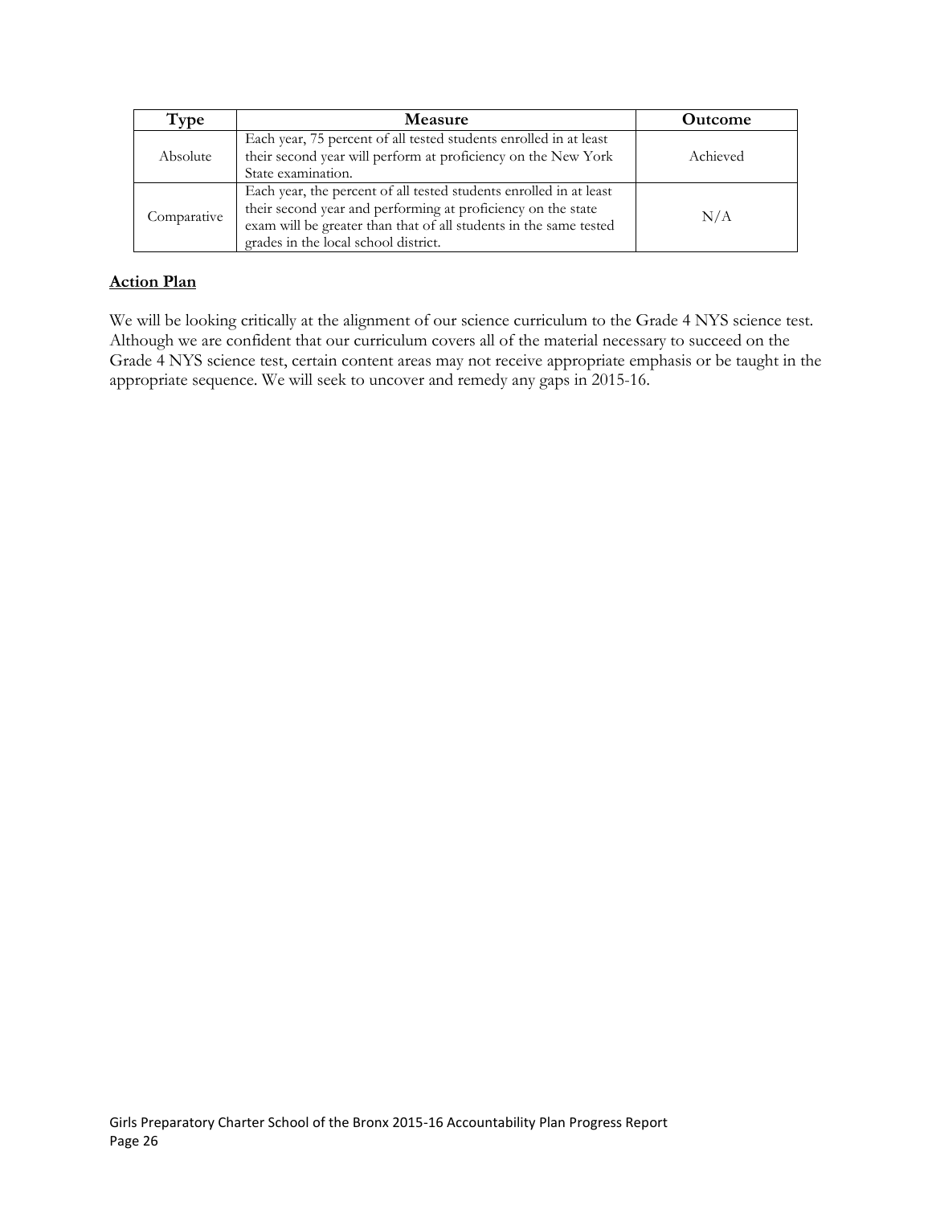| Type | Measure | Outcome |
| --- | --- | --- |
| Absolute | Each year, 75 percent of all tested students enrolled in at least their second year will perform at proficiency on the New York State examination. | Achieved |
| Comparative | Each year, the percent of all tested students enrolled in at least their second year and performing at proficiency on the state exam will be greater than that of all students in the same tested grades in the local school district. | N/A |

**Action Plan**

We will be looking critically at the alignment of our science curriculum to the Grade 4 NYS science test. Although we are confident that our curriculum covers all of the material necessary to succeed on the Grade 4 NYS science test, certain content areas may not receive appropriate emphasis or be taught in the appropriate sequence. We will seek to uncover and remedy any gaps in 2015-16.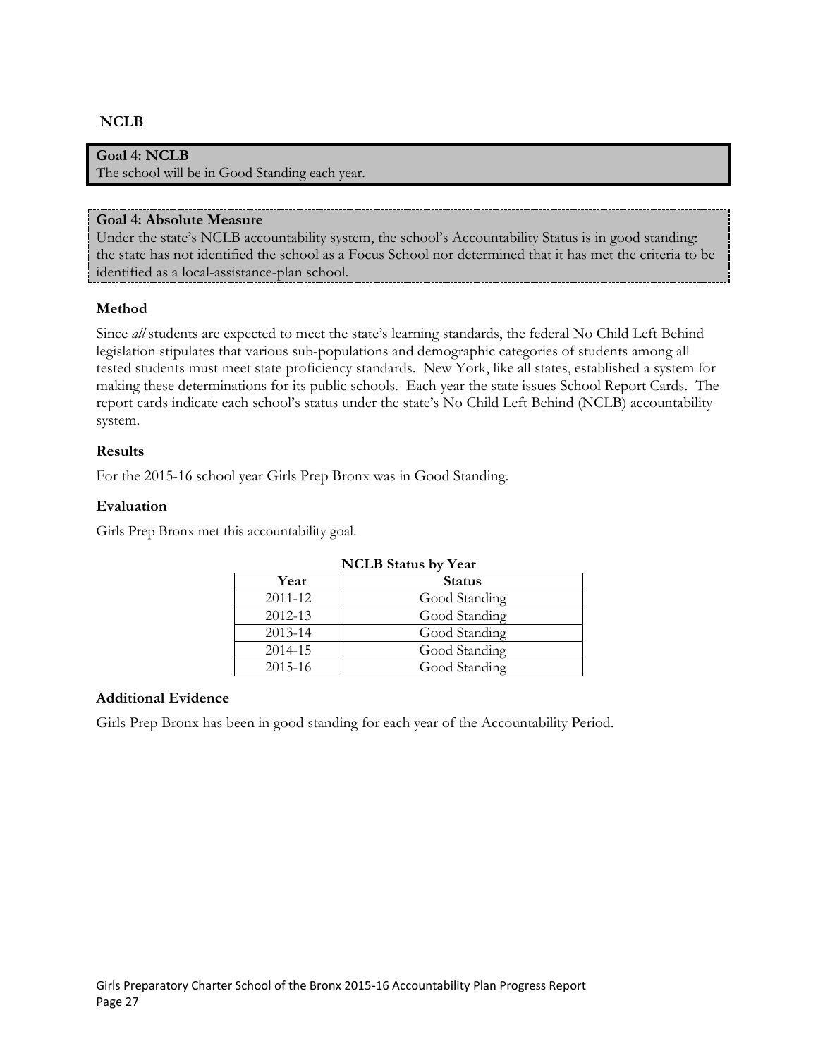## NCLB

**Goal 4: NCLB**
The school will be in Good Standing each year.

**Goal 4: Absolute Measure**
Under the state's NCLB accountability system, the school's Accountability Status is in good standing: the state has not identified the school as a Focus School nor determined that it has met the criteria to be identified as a local-assistance-plan school.

### Method

Since *all* students are expected to meet the state's learning standards, the federal No Child Left Behind legislation stipulates that various sub-populations and demographic categories of students among all tested students must meet state proficiency standards. New York, like all states, established a system for making these determinations for its public schools. Each year the state issues School Report Cards. The report cards indicate each school's status under the state's No Child Left Behind (NCLB) accountability system.

### Results

For the 2015-16 school year Girls Prep Bronx was in Good Standing.

### Evaluation

Girls Prep Bronx met this accountability goal.

**NCLB Status by Year**

| Year | Status |
|---|---|
| 2011-12 | Good Standing |
| 2012-13 | Good Standing |
| 2013-14 | Good Standing |
| 2014-15 | Good Standing |
| 2015-16 | Good Standing |

### Additional Evidence

Girls Prep Bronx has been in good standing for each year of the Accountability Period.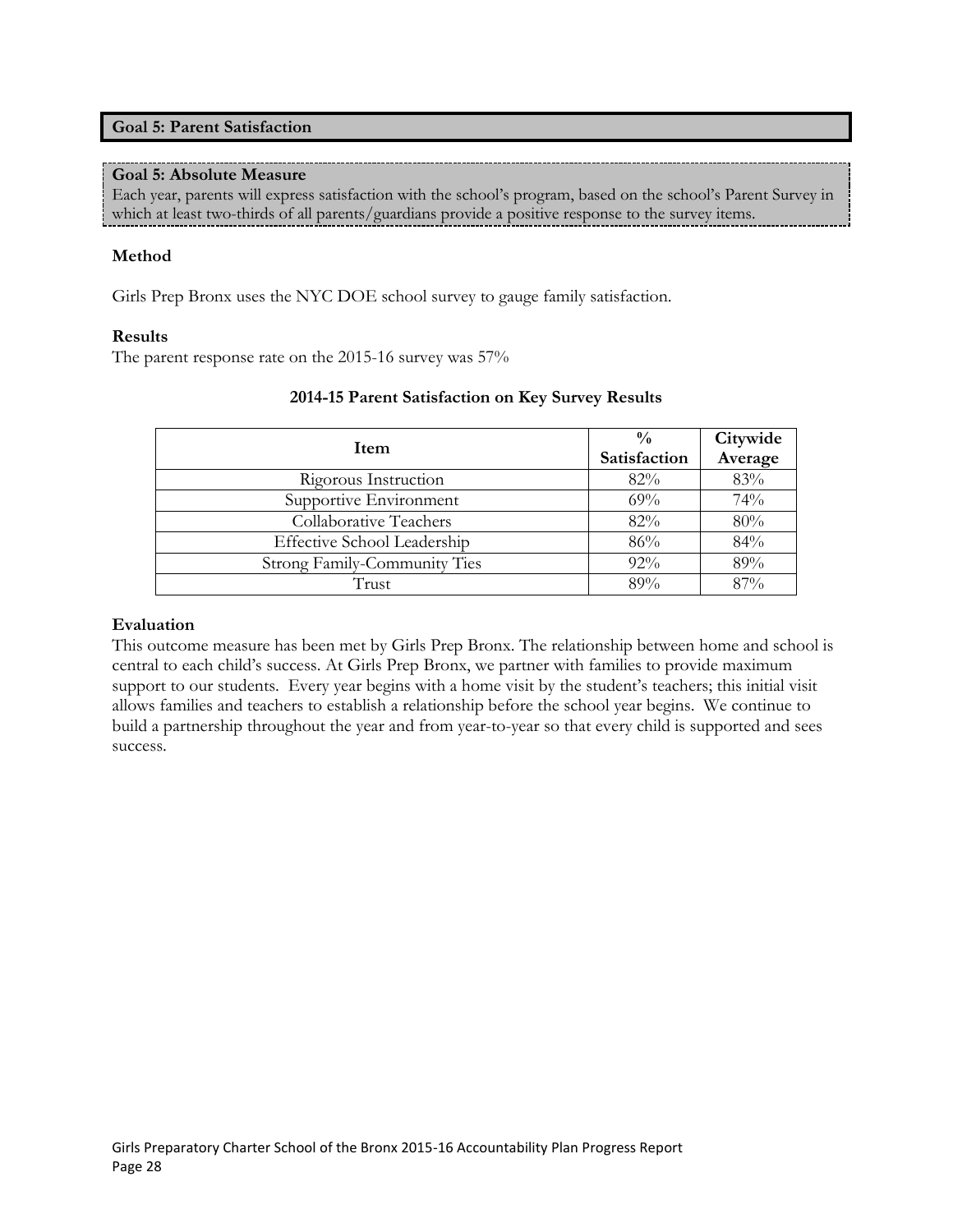## Goal 5: Parent Satisfaction

### Goal 5: Absolute Measure

Each year, parents will express satisfaction with the school's program, based on the school's Parent Survey in which at least two-thirds of all parents/guardians provide a positive response to the survey items.

**Method**

Girls Prep Bronx uses the NYC DOE school survey to gauge family satisfaction.

**Results**

The parent response rate on the 2015-16 survey was 57%

**2014-15 Parent Satisfaction on Key Survey Results**

| Item | % Satisfaction | Citywide Average |
|---|---|---|
| Rigorous Instruction | 82% | 83% |
| Supportive Environment | 69% | 74% |
| Collaborative Teachers | 82% | 80% |
| Effective School Leadership | 86% | 84% |
| Strong Family-Community Ties | 92% | 89% |
| Trust | 89% | 87% |

**Evaluation**

This outcome measure has been met by Girls Prep Bronx. The relationship between home and school is central to each child's success. At Girls Prep Bronx, we partner with families to provide maximum support to our students. Every year begins with a home visit by the student's teachers; this initial visit allows families and teachers to establish a relationship before the school year begins. We continue to build a partnership throughout the year and from year-to-year so that every child is supported and sees success.